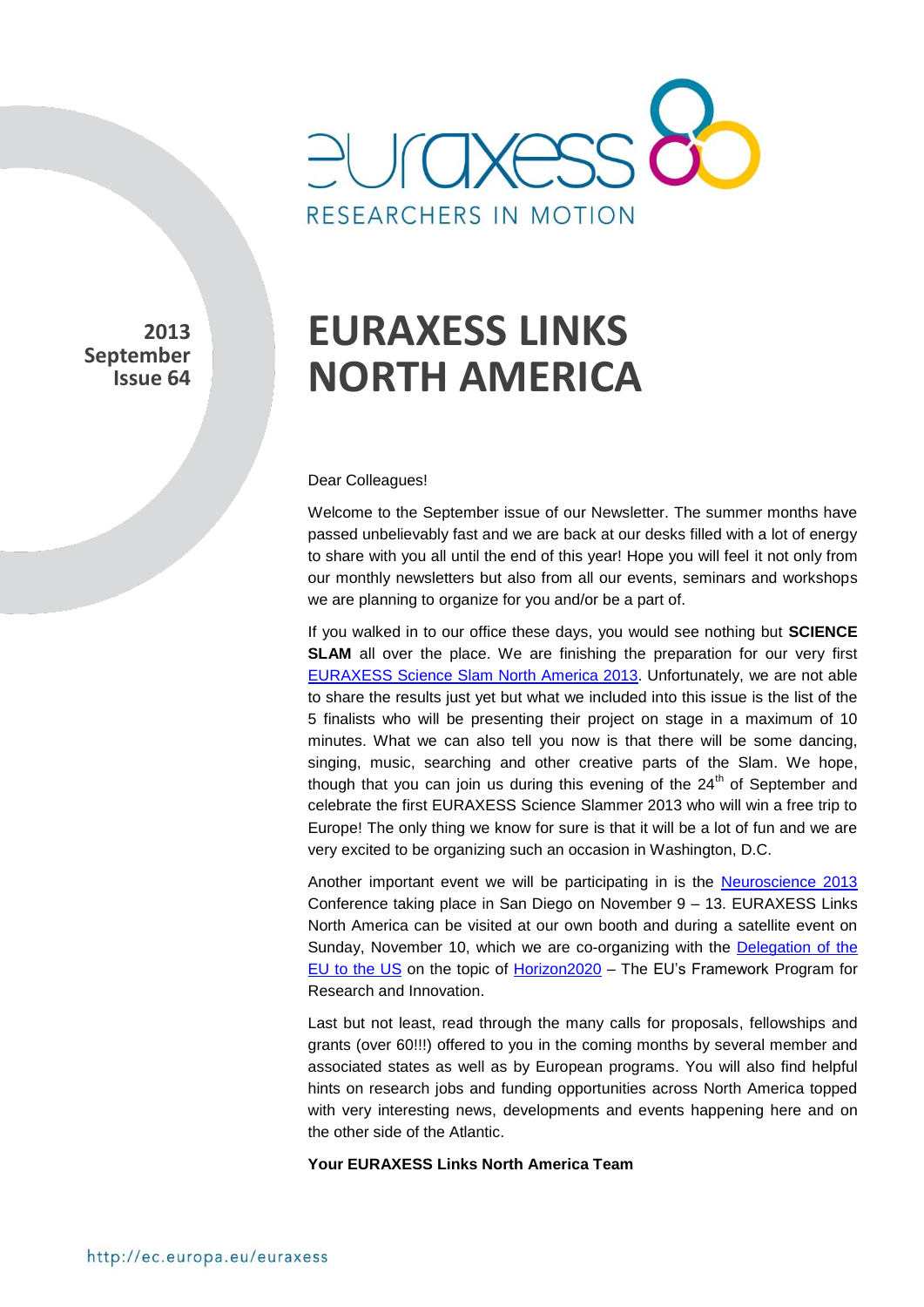euraxess

RESEARCHERS IN MOTION

**2013 September Issue 64**

# EURAXESS LINKS NORTH AMERICA

Dear Colleagues!

Welcome to the September issue of our Newsletter. The summer months have passed unbelievably fast and we are back at our desks filled with a lot of energy to share with you all until the end of this year! Hope you will feel it not only from our monthly newsletters but also from all our events, seminars and workshops we are planning to organize for you and/or be a part of.

If you walked in to our office these days, you would see nothing but **SCIENCE SLAM** all over the place. We are finishing the preparation for our very first EURAXESS Science Slam North America 2013. Unfortunately, we are not able to share the results just yet but what we included into this issue is the list of the 5 finalists who will be presenting their project on stage in a maximum of 10 minutes. What we can also tell you now is that there will be some dancing, singing, music, searching and other creative parts of the Slam. We hope, though that you can join us during this evening of the 24th of September and celebrate the first EURAXESS Science Slammer 2013 who will win a free trip to Europe! The only thing we know for sure is that it will be a lot of fun and we are very excited to be organizing such an occasion in Washington, D.C.

Another important event we will be participating in is the Neuroscience 2013 Conference taking place in San Diego on November 9 – 13. EURAXESS Links North America can be visited at our own booth and during a satellite event on Sunday, November 10, which we are co-organizing with the Delegation of the EU to the US on the topic of Horizon2020 – The EU's Framework Program for Research and Innovation.

Last but not least, read through the many calls for proposals, fellowships and grants (over 60!!!) offered to you in the coming months by several member and associated states as well as by European programs. You will also find helpful hints on research jobs and funding opportunities across North America topped with very interesting news, developments and events happening here and on the other side of the Atlantic.

**Your EURAXESS Links North America Team**

http://ec.europa.eu/euraxess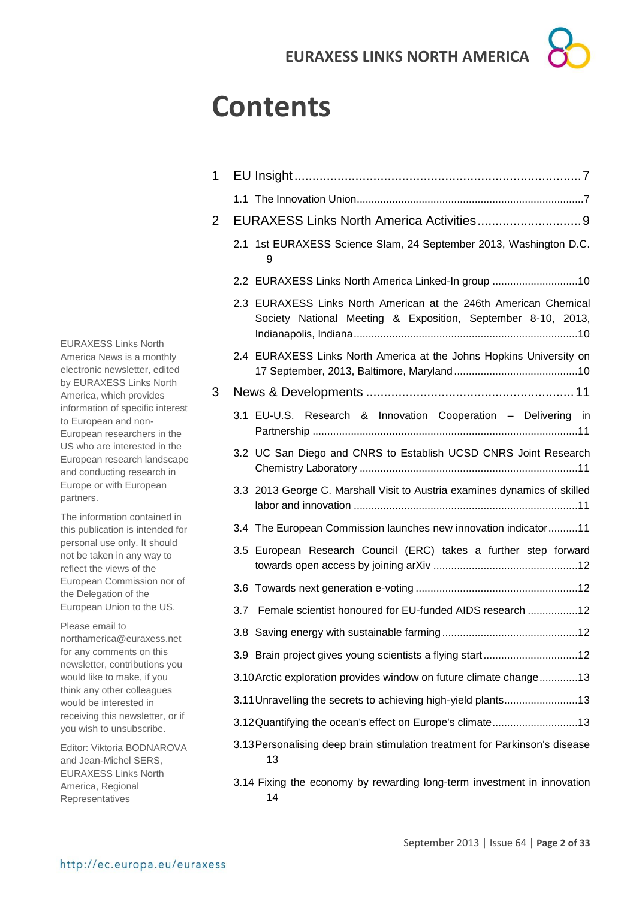# Contents

1 EU Insight ....................................................................................7

1.1 The Innovation Union ............................................................................7

2 EURAXESS Links North America Activities .............................9

2.1 1st EURAXESS Science Slam, 24 September 2013, Washington D.C. 9

2.2 EURAXESS Links North America Linked-In group .............................10

2.3 EURAXESS Links North American at the 246th American Chemical Society National Meeting & Exposition, September 8-10, 2013, Indianapolis, Indiana ...........................................................................10

2.4 EURAXESS Links North America at the Johns Hopkins University on 17 September, 2013, Baltimore, Maryland ..........................................10

3 News & Developments ..........................................................11

3.1 EU-U.S. Research & Innovation Cooperation – Delivering in Partnership .........................................................................................11

3.2 UC San Diego and CNRS to Establish UCSD CNRS Joint Research Chemistry Laboratory .........................................................................11

3.3 2013 George C. Marshall Visit to Austria examines dynamics of skilled labor and innovation ...........................................................................11

3.4 The European Commission launches new innovation indicator ..........11

3.5 European Research Council (ERC) takes a further step forward towards open access by joining arXiv .................................................12

3.6 Towards next generation e-voting .......................................................12

3.7 Female scientist honoured for EU-funded AIDS research .................12

3.8 Saving energy with sustainable farming .............................................12

3.9 Brain project gives young scientists a flying start ................................12

3.10 Arctic exploration provides window on future climate change .............13

3.11 Unravelling the secrets to achieving high-yield plants .........................13

3.12 Quantifying the ocean's effect on Europe's climate ............................13

3.13 Personalising deep brain stimulation treatment for Parkinson's disease 13

3.14 Fixing the economy by rewarding long-term investment in innovation 14

EURAXESS Links North America News is a monthly electronic newsletter, edited by EURAXESS Links North America, which provides information of specific interest to European and non-European researchers in the US who are interested in the European research landscape and conducting research in Europe or with European partners.

The information contained in this publication is intended for personal use only. It should not be taken in any way to reflect the views of the European Commission nor of the Delegation of the European Union to the US.

Please email to northamerica@euraxess.net for any comments on this newsletter, contributions you would like to make, if you think any other colleagues would be interested in receiving this newsletter, or if you wish to unsubscribe.

Editor: Viktoria BODNAROVA and Jean-Michel SERS, EURAXESS Links North America, Regional Representatives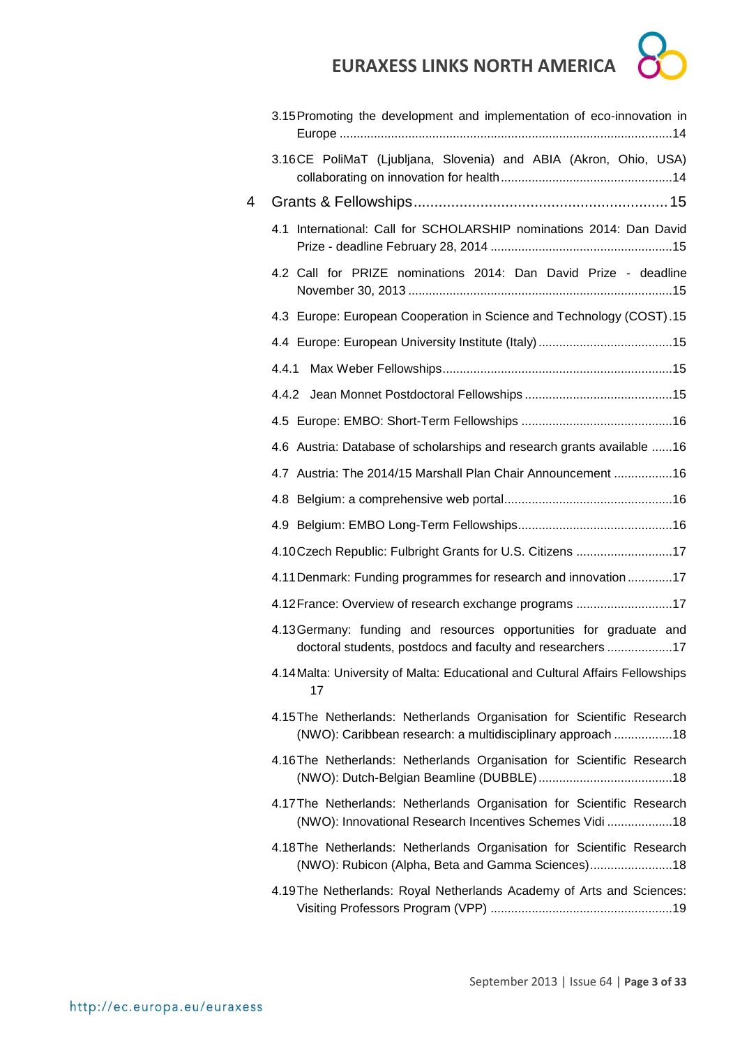3.15 Promoting the development and implementation of eco-innovation in Europe ....... 14

3.16 CE PoliMaT (Ljubljana, Slovenia) and ABIA (Akron, Ohio, USA) collaborating on innovation for health ....... 14

4 Grants & Fellowships ....... 15

4.1 International: Call for SCHOLARSHIP nominations 2014: Dan David Prize - deadline February 28, 2014 ....... 15

4.2 Call for PRIZE nominations 2014: Dan David Prize - deadline November 30, 2013 ....... 15

4.3 Europe: European Cooperation in Science and Technology (COST) ....... 15

4.4 Europe: European University Institute (Italy) ....... 15

4.4.1 Max Weber Fellowships ....... 15

4.4.2 Jean Monnet Postdoctoral Fellowships ....... 15

4.5 Europe: EMBO: Short-Term Fellowships ....... 16

4.6 Austria: Database of scholarships and research grants available ....... 16

4.7 Austria: The 2014/15 Marshall Plan Chair Announcement ....... 16

4.8 Belgium: a comprehensive web portal ....... 16

4.9 Belgium: EMBO Long-Term Fellowships ....... 16

4.10 Czech Republic: Fulbright Grants for U.S. Citizens ....... 17

4.11 Denmark: Funding programmes for research and innovation ....... 17

4.12 France: Overview of research exchange programs ....... 17

4.13 Germany: funding and resources opportunities for graduate and doctoral students, postdocs and faculty and researchers ....... 17

4.14 Malta: University of Malta: Educational and Cultural Affairs Fellowships 17

4.15 The Netherlands: Netherlands Organisation for Scientific Research (NWO): Caribbean research: a multidisciplinary approach ....... 18

4.16 The Netherlands: Netherlands Organisation for Scientific Research (NWO): Dutch-Belgian Beamline (DUBBLE) ....... 18

4.17 The Netherlands: Netherlands Organisation for Scientific Research (NWO): Innovational Research Incentives Schemes Vidi ....... 18

4.18 The Netherlands: Netherlands Organisation for Scientific Research (NWO): Rubicon (Alpha, Beta and Gamma Sciences) ....... 18

4.19 The Netherlands: Royal Netherlands Academy of Arts and Sciences: Visiting Professors Program (VPP) ....... 19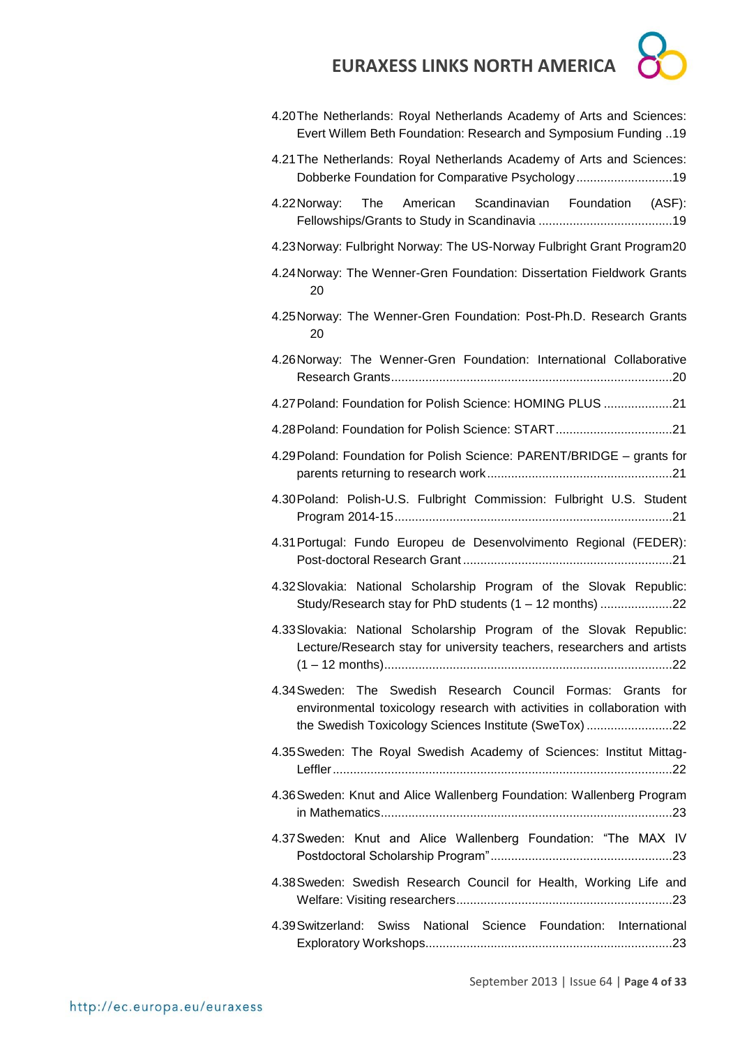4.20 The Netherlands: Royal Netherlands Academy of Arts and Sciences: Evert Willem Beth Foundation: Research and Symposium Funding ..19

4.21 The Netherlands: Royal Netherlands Academy of Arts and Sciences: Dobberke Foundation for Comparative Psychology ............................19

4.22 Norway: The American Scandinavian Foundation (ASF): Fellowships/Grants to Study in Scandinavia .......................................19

4.23 Norway: Fulbright Norway: The US-Norway Fulbright Grant Program20

4.24 Norway: The Wenner-Gren Foundation: Dissertation Fieldwork Grants 20

4.25 Norway: The Wenner-Gren Foundation: Post-Ph.D. Research Grants 20

4.26 Norway: The Wenner-Gren Foundation: International Collaborative Research Grants.................................................................................20

4.27 Poland: Foundation for Polish Science: HOMING PLUS ....................21

4.28 Poland: Foundation for Polish Science: START..................................21

4.29 Poland: Foundation for Polish Science: PARENT/BRIDGE – grants for parents returning to research work......................................................21

4.30 Poland: Polish-U.S. Fulbright Commission: Fulbright U.S. Student Program 2014-15................................................................................21

4.31 Portugal: Fundo Europeu de Desenvolvimento Regional (FEDER): Post-doctoral Research Grant .............................................................21

4.32 Slovakia: National Scholarship Program of the Slovak Republic: Study/Research stay for PhD students (1 – 12 months) .....................22

4.33 Slovakia: National Scholarship Program of the Slovak Republic: Lecture/Research stay for university teachers, researchers and artists (1 – 12 months)...................................................................................22

4.34 Sweden: The Swedish Research Council Formas: Grants for environmental toxicology research with activities in collaboration with the Swedish Toxicology Sciences Institute (SweTox) .........................22

4.35 Sweden: The Royal Swedish Academy of Sciences: Institut Mittag-Leffler ..................................................................................................22

4.36 Sweden: Knut and Alice Wallenberg Foundation: Wallenberg Program in Mathematics....................................................................................23

4.37 Sweden: Knut and Alice Wallenberg Foundation: "The MAX IV Postdoctoral Scholarship Program"....................................................23

4.38 Sweden: Swedish Research Council for Health, Working Life and Welfare: Visiting researchers..............................................................23

4.39 Switzerland: Swiss National Science Foundation: International Exploratory Workshops.......................................................................23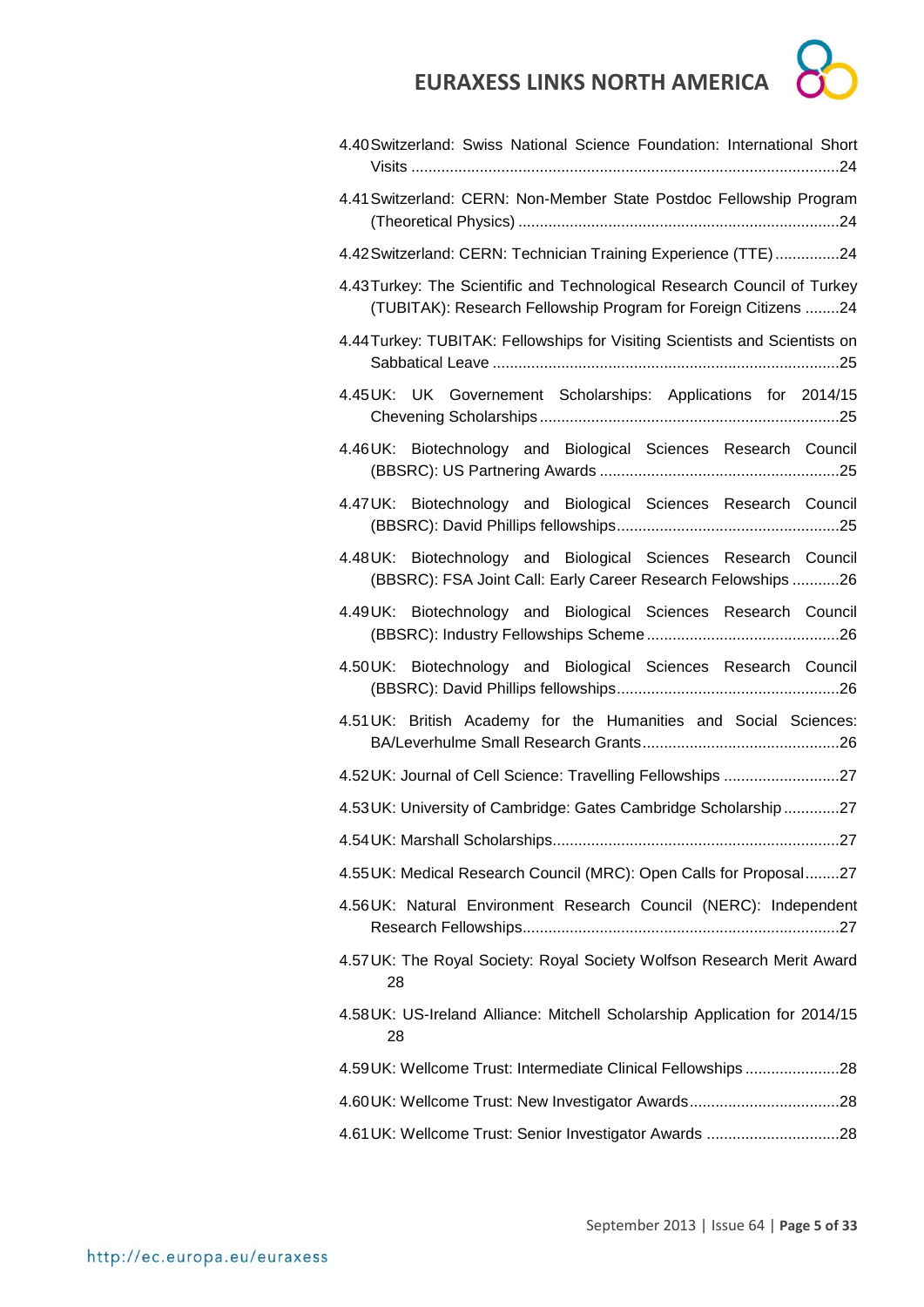4.40 Switzerland: Swiss National Science Foundation: International Short Visits ........................................................................................................24

4.41 Switzerland: CERN: Non-Member State Postdoc Fellowship Program (Theoretical Physics) ..........................................................................24

4.42 Switzerland: CERN: Technician Training Experience (TTE) ...............24

4.43 Turkey: The Scientific and Technological Research Council of Turkey (TUBITAK): Research Fellowship Program for Foreign Citizens ........24

4.44 Turkey: TUBITAK: Fellowships for Visiting Scientists and Scientists on Sabbatical Leave ................................................................................25

4.45 UK: UK Governement Scholarships: Applications for 2014/15 Chevening Scholarships .....................................................................25

4.46 UK: Biotechnology and Biological Sciences Research Council (BBSRC): US Partnering Awards .......................................................25

4.47 UK: Biotechnology and Biological Sciences Research Council (BBSRC): David Phillips fellowships...................................................25

4.48 UK: Biotechnology and Biological Sciences Research Council (BBSRC): FSA Joint Call: Early Career Research Fellowships ...........26

4.49 UK: Biotechnology and Biological Sciences Research Council (BBSRC): Industry Fellowships Scheme ............................................26

4.50 UK: Biotechnology and Biological Sciences Research Council (BBSRC): David Phillips fellowships...................................................26

4.51 UK: British Academy for the Humanities and Social Sciences: BA/Leverhulme Small Research Grants.............................................26

4.52 UK: Journal of Cell Science: Travelling Fellowships ...........................27

4.53 UK: University of Cambridge: Gates Cambridge Scholarship .............27

4.54 UK: Marshall Scholarships..................................................................27

4.55 UK: Medical Research Council (MRC): Open Calls for Proposal........27

4.56 UK: Natural Environment Research Council (NERC): Independent Research Fellowships.........................................................................27

4.57 UK: The Royal Society: Royal Society Wolfson Research Merit Award 28

4.58 UK: US-Ireland Alliance: Mitchell Scholarship Application for 2014/15 28

4.59 UK: Wellcome Trust: Intermediate Clinical Fellowships ......................28

4.60 UK: Wellcome Trust: New Investigator Awards...................................28

4.61 UK: Wellcome Trust: Senior Investigator Awards ...............................28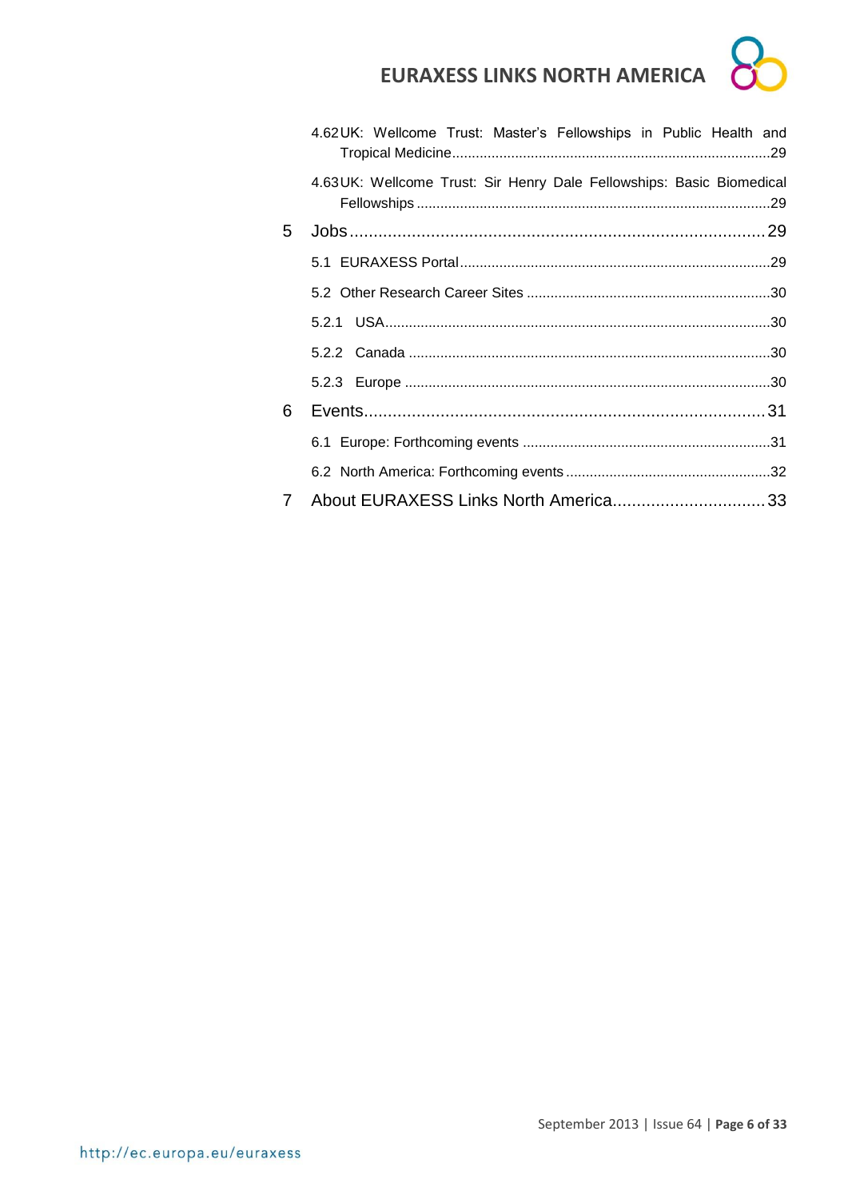4.62 UK: Wellcome Trust: Master's Fellowships in Public Health and Tropical Medicine....29

4.63 UK: Wellcome Trust: Sir Henry Dale Fellowships: Basic Biomedical Fellowships....29

5 Jobs....29

5.1 EURAXESS Portal....29

5.2 Other Research Career Sites....30

5.2.1 USA....30

5.2.2 Canada....30

5.2.3 Europe....30

6 Events....31

6.1 Europe: Forthcoming events....31

6.2 North America: Forthcoming events....32

7 About EURAXESS Links North America....33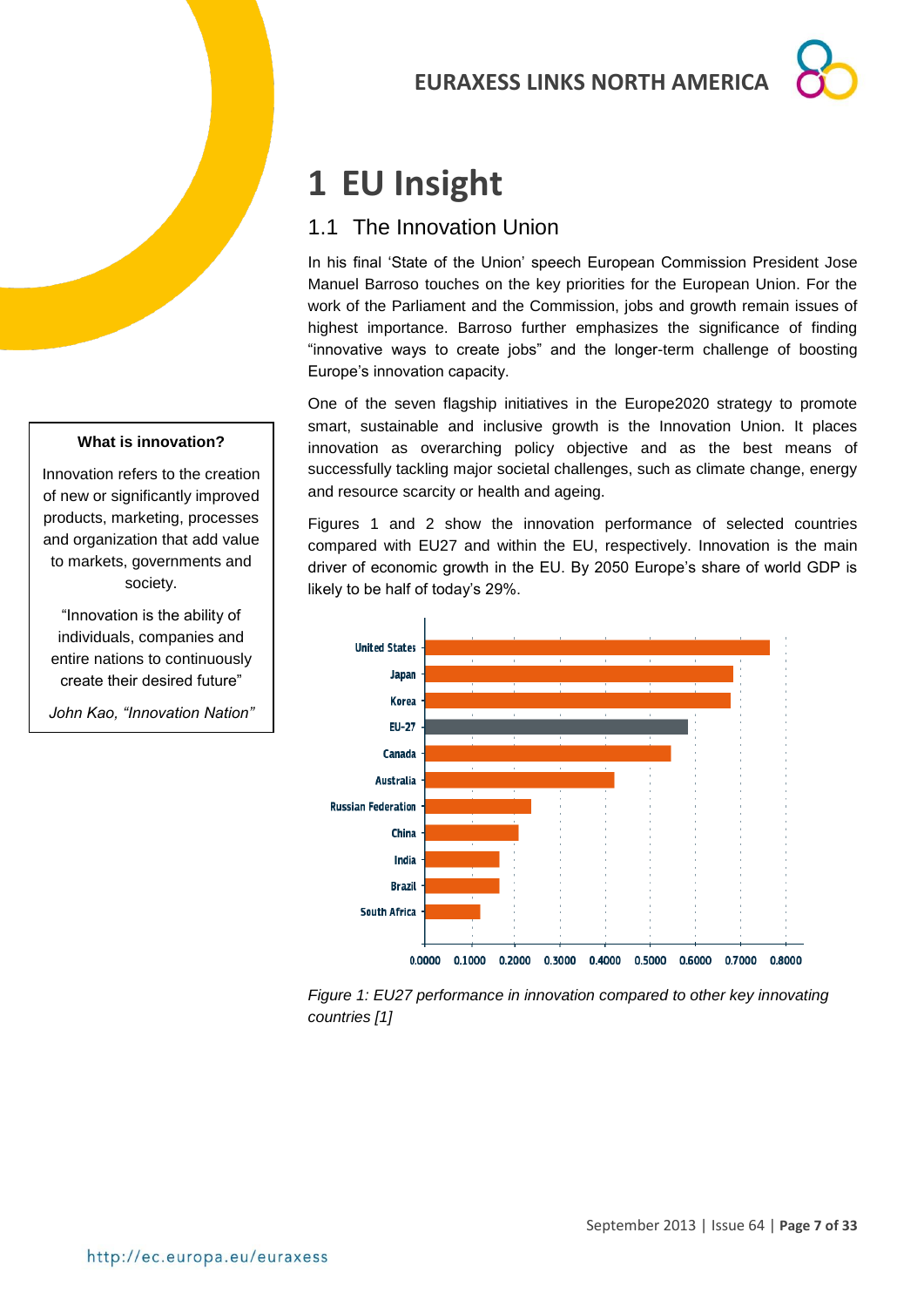# 1 EU Insight

## 1.1 The Innovation Union

In his final 'State of the Union' speech European Commission President Jose Manuel Barroso touches on the key priorities for the European Union. For the work of the Parliament and the Commission, jobs and growth remain issues of highest importance. Barroso further emphasizes the significance of finding "innovative ways to create jobs" and the longer-term challenge of boosting Europe's innovation capacity.

One of the seven flagship initiatives in the Europe2020 strategy to promote smart, sustainable and inclusive growth is the Innovation Union. It places innovation as overarching policy objective and as the best means of successfully tackling major societal challenges, such as climate change, energy and resource scarcity or health and ageing.

Figures 1 and 2 show the innovation performance of selected countries compared with EU27 and within the EU, respectively. Innovation is the main driver of economic growth in the EU. By 2050 Europe's share of world GDP is likely to be half of today's 29%.

> **What is innovation?**
>
> Innovation refers to the creation of new or significantly improved products, marketing, processes and organization that add value to markets, governments and society.
>
> "Innovation is the ability of individuals, companies and entire nations to continuously create their desired future"
>
> *John Kao, "Innovation Nation"*

*Figure 1: EU27 performance in innovation compared to other key innovating countries [1]*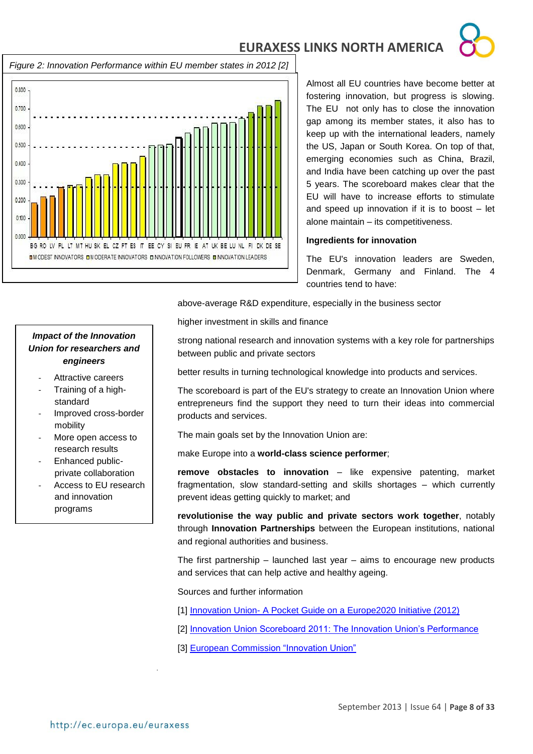*Figure 2: Innovation Performance within EU member states in 2012 [2]*

Almost all EU countries have become better at fostering innovation, but progress is slowing. The EU not only has to close the innovation gap among its member states, it also has to keep up with the international leaders, namely the US, Japan or South Korea. On top of that, emerging economies such as China, Brazil, and India have been catching up over the past 5 years. The scoreboard makes clear that the EU will have to increase efforts to stimulate and speed up innovation if it is to boost – let alone maintain – its competitiveness.

### Ingredients for innovation

The EU's innovation leaders are Sweden, Denmark, Germany and Finland. The 4 countries tend to have:

above-average R&D expenditure, especially in the business sector

higher investment in skills and finance

strong national research and innovation systems with a key role for partnerships between public and private sectors

better results in turning technological knowledge into products and services.

The scoreboard is part of the EU's strategy to create an Innovation Union where entrepreneurs find the support they need to turn their ideas into commercial products and services.

The main goals set by the Innovation Union are:

make Europe into a **world-class science performer**;

**remove obstacles to innovation** – like expensive patenting, market fragmentation, slow standard-setting and skills shortages – which currently prevent ideas getting quickly to market; and

**revolutionise the way public and private sectors work together**, notably through **Innovation Partnerships** between the European institutions, national and regional authorities and business.

The first partnership – launched last year – aims to encourage new products and services that can help active and healthy ageing.

Sources and further information

[1] Innovation Union- A Pocket Guide on a Europe2020 Initiative (2012)

[2] Innovation Union Scoreboard 2011: The Innovation Union's Performance

[3] European Commission "Innovation Union"

***Impact of the Innovation Union for researchers and engineers***

- Attractive careers
- Training of a high-standard
- Improved cross-border mobility
- More open access to research results
- Enhanced public-private collaboration
- Access to EU research and innovation programs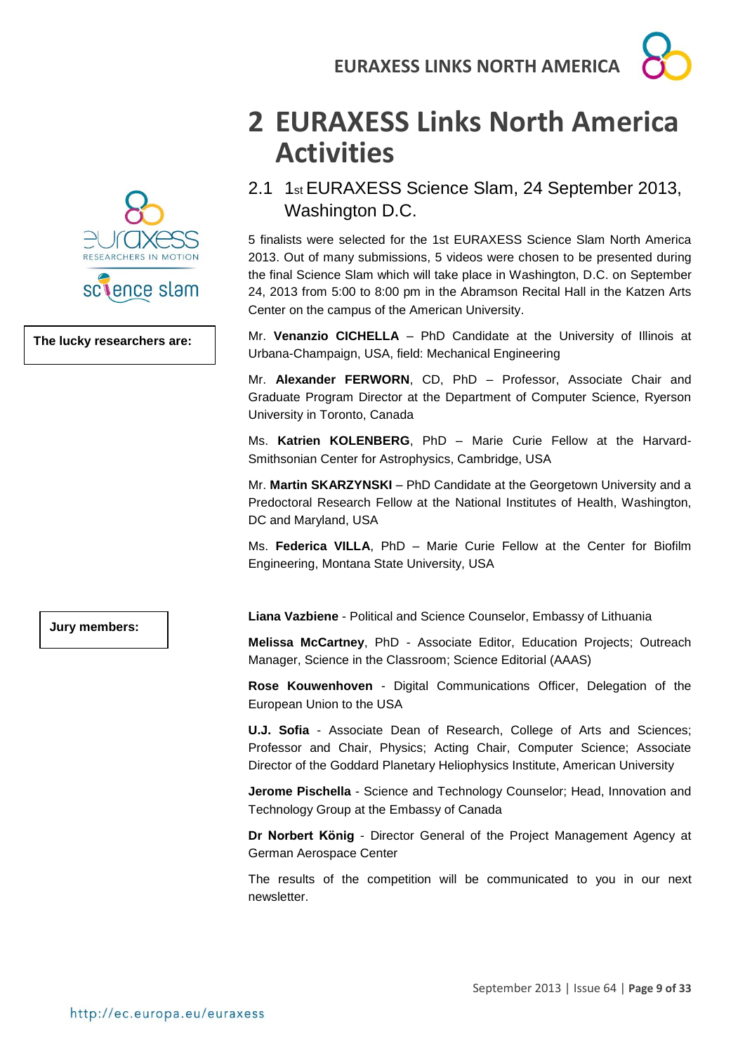# 2 EURAXESS Links North America Activities

## 2.1 1st EURAXESS Science Slam, 24 September 2013, Washington D.C.

5 finalists were selected for the 1st EURAXESS Science Slam North America 2013. Out of many submissions, 5 videos were chosen to be presented during the final Science Slam which will take place in Washington, D.C. on September 24, 2013 from 5:00 to 8:00 pm in the Abramson Recital Hall in the Katzen Arts Center on the campus of the American University.

**The lucky researchers are:**

Mr. **Venanzio CICHELLA** – PhD Candidate at the University of Illinois at Urbana-Champaign, USA, field: Mechanical Engineering

Mr. **Alexander FERWORN**, CD, PhD – Professor, Associate Chair and Graduate Program Director at the Department of Computer Science, Ryerson University in Toronto, Canada

Ms. **Katrien KOLENBERG**, PhD – Marie Curie Fellow at the Harvard-Smithsonian Center for Astrophysics, Cambridge, USA

Mr. **Martin SKARZYNSKI** – PhD Candidate at the Georgetown University and a Predoctoral Research Fellow at the National Institutes of Health, Washington, DC and Maryland, USA

Ms. **Federica VILLA**, PhD – Marie Curie Fellow at the Center for Biofilm Engineering, Montana State University, USA

**Jury members:**

**Liana Vazbiene** - Political and Science Counselor, Embassy of Lithuania

**Melissa McCartney**, PhD - Associate Editor, Education Projects; Outreach Manager, Science in the Classroom; Science Editorial (AAAS)

**Rose Kouwenhoven** - Digital Communications Officer, Delegation of the European Union to the USA

**U.J. Sofia** - Associate Dean of Research, College of Arts and Sciences; Professor and Chair, Physics; Acting Chair, Computer Science; Associate Director of the Goddard Planetary Heliophysics Institute, American University

**Jerome Pischella** - Science and Technology Counselor; Head, Innovation and Technology Group at the Embassy of Canada

**Dr Norbert König** - Director General of the Project Management Agency at German Aerospace Center

The results of the competition will be communicated to you in our next newsletter.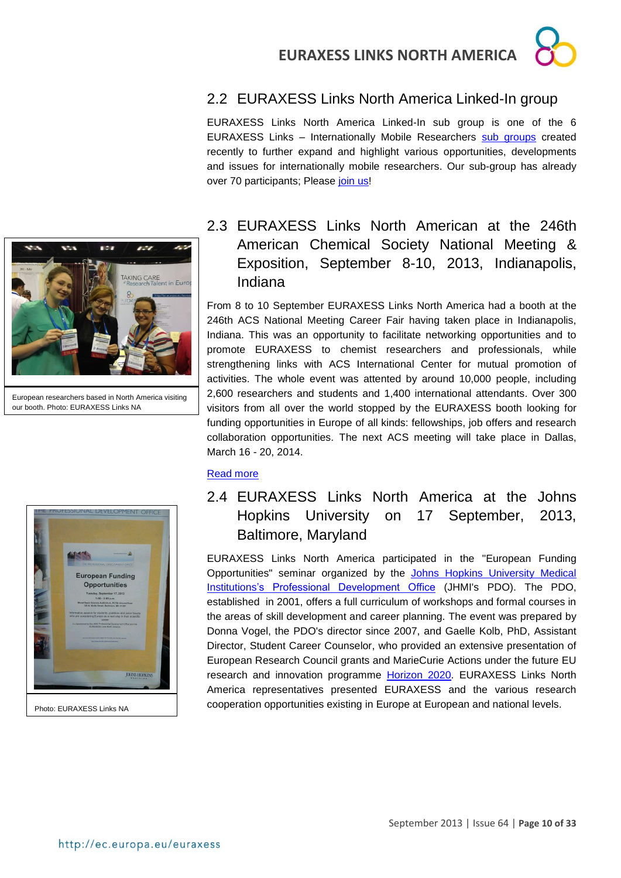## 2.2 EURAXESS Links North America Linked-In group

EURAXESS Links North America Linked-In sub group is one of the 6 EURAXESS Links – Internationally Mobile Researchers sub groups created recently to further expand and highlight various opportunities, developments and issues for internationally mobile researchers. Our sub-group has already over 70 participants; Please join us!

## 2.3 EURAXESS Links North American at the 246th American Chemical Society National Meeting & Exposition, September 8-10, 2013, Indianapolis, Indiana

European researchers based in North America visiting our booth. Photo: EURAXESS Links NA

From 8 to 10 September EURAXESS Links North America had a booth at the 246th ACS National Meeting Career Fair having taken place in Indianapolis, Indiana. This was an opportunity to facilitate networking opportunities and to promote EURAXESS to chemist researchers and professionals, while strengthening links with ACS International Center for mutual promotion of activities. The whole event was attented by around 10,000 people, including 2,600 researchers and students and 1,400 international attendants. Over 300 visitors from all over the world stopped by the EURAXESS booth looking for funding opportunities in Europe of all kinds: fellowships, job offers and research collaboration opportunities. The next ACS meeting will take place in Dallas, March 16 - 20, 2014.

Read more

## 2.4 EURAXESS Links North America at the Johns Hopkins University on 17 September, 2013, Baltimore, Maryland

Photo: EURAXESS Links NA

EURAXESS Links North America participated in the "European Funding Opportunities" seminar organized by the Johns Hopkins University Medical Institutions's Professional Development Office (JHMI's PDO). The PDO, established in 2001, offers a full curriculum of workshops and formal courses in the areas of skill development and career planning. The event was prepared by Donna Vogel, the PDO's director since 2007, and Gaelle Kolb, PhD, Assistant Director, Student Career Counselor, who provided an extensive presentation of European Research Council grants and MarieCurie Actions under the future EU research and innovation programme Horizon 2020. EURAXESS Links North America representatives presented EURAXESS and the various research cooperation opportunities existing in Europe at European and national levels.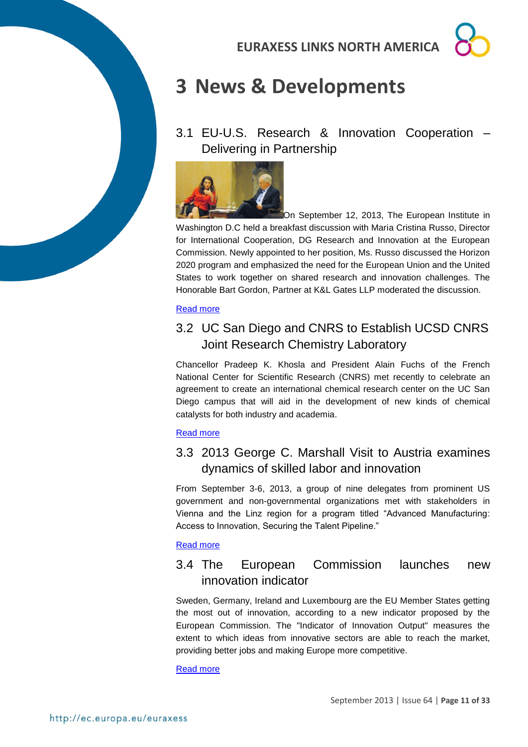# 3 News & Developments

## 3.1 EU-U.S. Research & Innovation Cooperation – Delivering in Partnership

On September 12, 2013, The European Institute in Washington D.C held a breakfast discussion with Maria Cristina Russo, Director for International Cooperation, DG Research and Innovation at the European Commission. Newly appointed to her position, Ms. Russo discussed the Horizon 2020 program and emphasized the need for the European Union and the United States to work together on shared research and innovation challenges. The Honorable Bart Gordon, Partner at K&L Gates LLP moderated the discussion.

Read more

## 3.2 UC San Diego and CNRS to Establish UCSD CNRS Joint Research Chemistry Laboratory

Chancellor Pradeep K. Khosla and President Alain Fuchs of the French National Center for Scientific Research (CNRS) met recently to celebrate an agreement to create an international chemical research center on the UC San Diego campus that will aid in the development of new kinds of chemical catalysts for both industry and academia.

Read more

## 3.3 2013 George C. Marshall Visit to Austria examines dynamics of skilled labor and innovation

From September 3-6, 2013, a group of nine delegates from prominent US government and non-governmental organizations met with stakeholders in Vienna and the Linz region for a program titled "Advanced Manufacturing: Access to Innovation, Securing the Talent Pipeline."

Read more

## 3.4 The European Commission launches new innovation indicator

Sweden, Germany, Ireland and Luxembourg are the EU Member States getting the most out of innovation, according to a new indicator proposed by the European Commission. The "Indicator of Innovation Output" measures the extent to which ideas from innovative sectors are able to reach the market, providing better jobs and making Europe more competitive.

Read more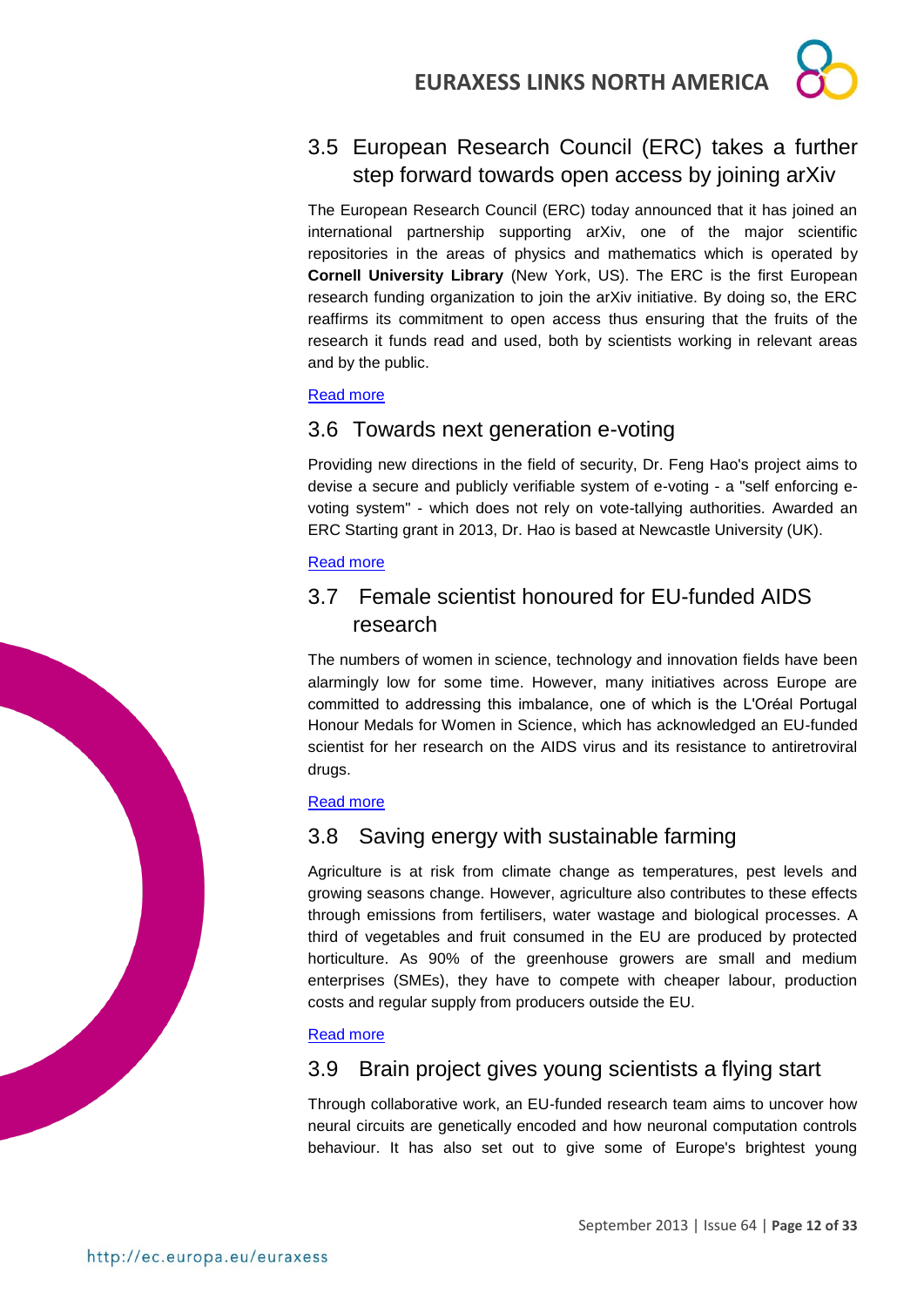## 3.5 European Research Council (ERC) takes a further step forward towards open access by joining arXiv

The European Research Council (ERC) today announced that it has joined an international partnership supporting arXiv, one of the major scientific repositories in the areas of physics and mathematics which is operated by **Cornell University Library** (New York, US). The ERC is the first European research funding organization to join the arXiv initiative. By doing so, the ERC reaffirms its commitment to open access thus ensuring that the fruits of the research it funds read and used, both by scientists working in relevant areas and by the public.

Read more

## 3.6 Towards next generation e-voting

Providing new directions in the field of security, Dr. Feng Hao's project aims to devise a secure and publicly verifiable system of e-voting - a "self enforcing e-voting system" - which does not rely on vote-tallying authorities. Awarded an ERC Starting grant in 2013, Dr. Hao is based at Newcastle University (UK).

Read more

## 3.7 Female scientist honoured for EU-funded AIDS research

The numbers of women in science, technology and innovation fields have been alarmingly low for some time. However, many initiatives across Europe are committed to addressing this imbalance, one of which is the L'Oréal Portugal Honour Medals for Women in Science, which has acknowledged an EU-funded scientist for her research on the AIDS virus and its resistance to antiretroviral drugs.

Read more

## 3.8 Saving energy with sustainable farming

Agriculture is at risk from climate change as temperatures, pest levels and growing seasons change. However, agriculture also contributes to these effects through emissions from fertilisers, water wastage and biological processes. A third of vegetables and fruit consumed in the EU are produced by protected horticulture. As 90% of the greenhouse growers are small and medium enterprises (SMEs), they have to compete with cheaper labour, production costs and regular supply from producers outside the EU.

Read more

## 3.9 Brain project gives young scientists a flying start

Through collaborative work, an EU-funded research team aims to uncover how neural circuits are genetically encoded and how neuronal computation controls behaviour. It has also set out to give some of Europe's brightest young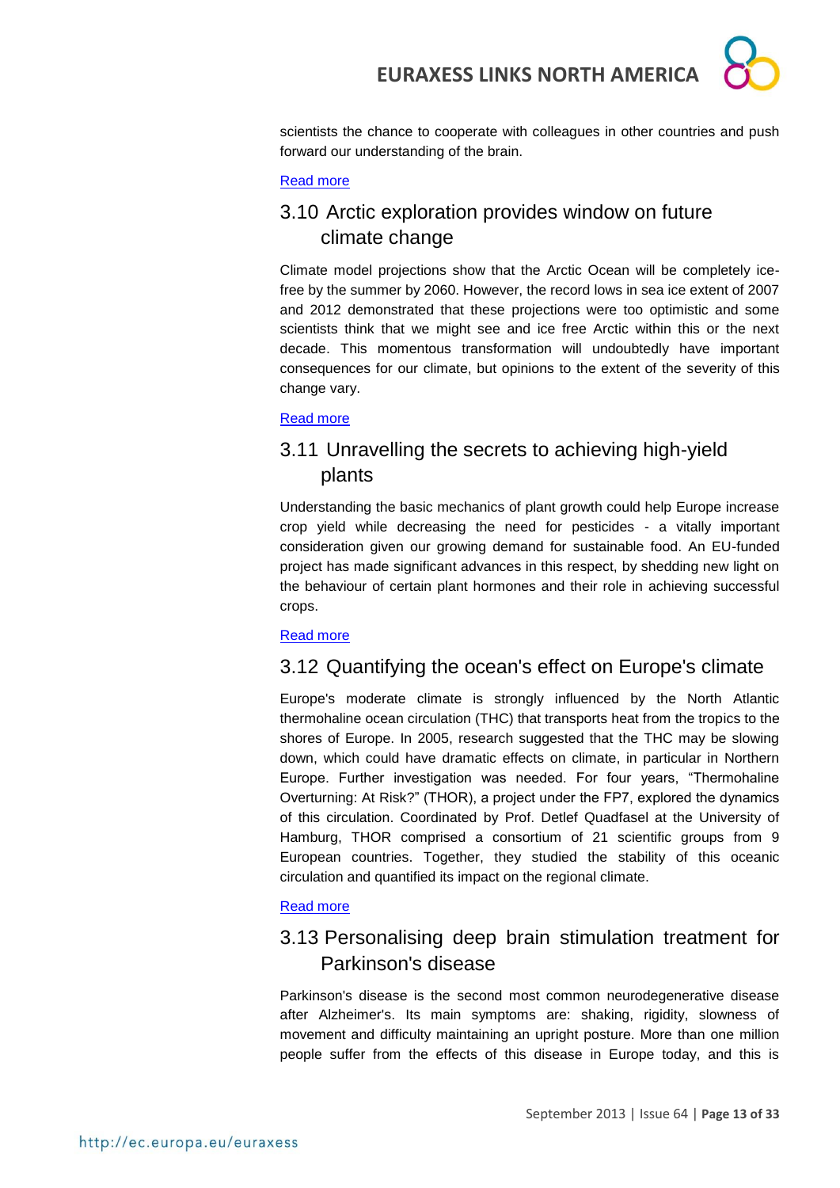scientists the chance to cooperate with colleagues in other countries and push forward our understanding of the brain.

[Read more]

## 3.10 Arctic exploration provides window on future climate change

Climate model projections show that the Arctic Ocean will be completely ice-free by the summer by 2060. However, the record lows in sea ice extent of 2007 and 2012 demonstrated that these projections were too optimistic and some scientists think that we might see and ice free Arctic within this or the next decade. This momentous transformation will undoubtedly have important consequences for our climate, but opinions to the extent of the severity of this change vary.

[Read more]

## 3.11 Unravelling the secrets to achieving high-yield plants

Understanding the basic mechanics of plant growth could help Europe increase crop yield while decreasing the need for pesticides - a vitally important consideration given our growing demand for sustainable food. An EU-funded project has made significant advances in this respect, by shedding new light on the behaviour of certain plant hormones and their role in achieving successful crops.

[Read more]

## 3.12 Quantifying the ocean's effect on Europe's climate

Europe's moderate climate is strongly influenced by the North Atlantic thermohaline ocean circulation (THC) that transports heat from the tropics to the shores of Europe. In 2005, research suggested that the THC may be slowing down, which could have dramatic effects on climate, in particular in Northern Europe. Further investigation was needed. For four years, "Thermohaline Overturning: At Risk?" (THOR), a project under the FP7, explored the dynamics of this circulation. Coordinated by Prof. Detlef Quadfasel at the University of Hamburg, THOR comprised a consortium of 21 scientific groups from 9 European countries. Together, they studied the stability of this oceanic circulation and quantified its impact on the regional climate.

[Read more]

## 3.13 Personalising deep brain stimulation treatment for Parkinson's disease

Parkinson's disease is the second most common neurodegenerative disease after Alzheimer's. Its main symptoms are: shaking, rigidity, slowness of movement and difficulty maintaining an upright posture. More than one million people suffer from the effects of this disease in Europe today, and this is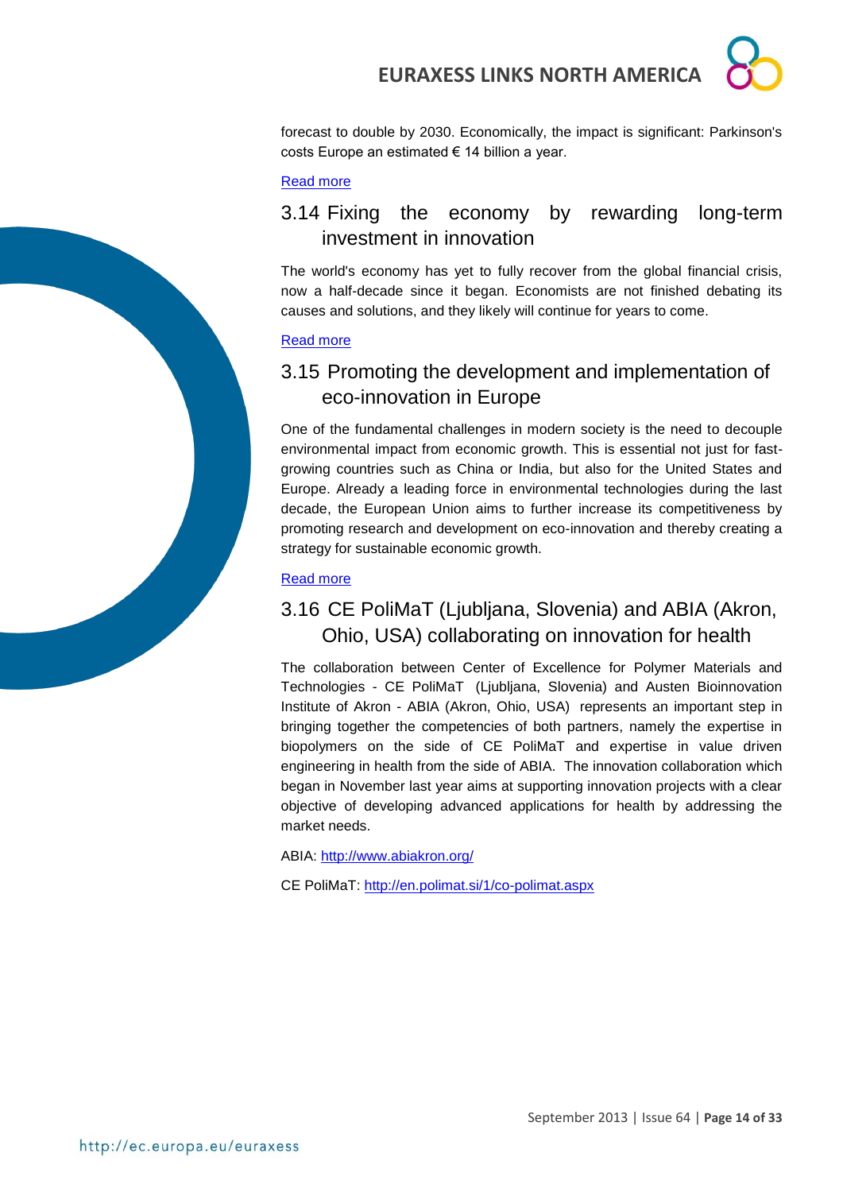forecast to double by 2030. Economically, the impact is significant: Parkinson's costs Europe an estimated € 14 billion a year.

[Read more]

## 3.14 Fixing the economy by rewarding long-term investment in innovation

The world's economy has yet to fully recover from the global financial crisis, now a half-decade since it began. Economists are not finished debating its causes and solutions, and they likely will continue for years to come.

[Read more]

## 3.15 Promoting the development and implementation of eco-innovation in Europe

One of the fundamental challenges in modern society is the need to decouple environmental impact from economic growth. This is essential not just for fast-growing countries such as China or India, but also for the United States and Europe. Already a leading force in environmental technologies during the last decade, the European Union aims to further increase its competitiveness by promoting research and development on eco-innovation and thereby creating a strategy for sustainable economic growth.

[Read more]

## 3.16 CE PoliMaT (Ljubljana, Slovenia) and ABIA (Akron, Ohio, USA) collaborating on innovation for health

The collaboration between Center of Excellence for Polymer Materials and Technologies - CE PoliMaT (Ljubljana, Slovenia) and Austen Bioinnovation Institute of Akron - ABIA (Akron, Ohio, USA) represents an important step in bringing together the competencies of both partners, namely the expertise in biopolymers on the side of CE PoliMaT and expertise in value driven engineering in health from the side of ABIA. The innovation collaboration which began in November last year aims at supporting innovation projects with a clear objective of developing advanced applications for health by addressing the market needs.

ABIA: http://www.abiakron.org/

CE PoliMaT: http://en.polimat.si/1/co-polimat.aspx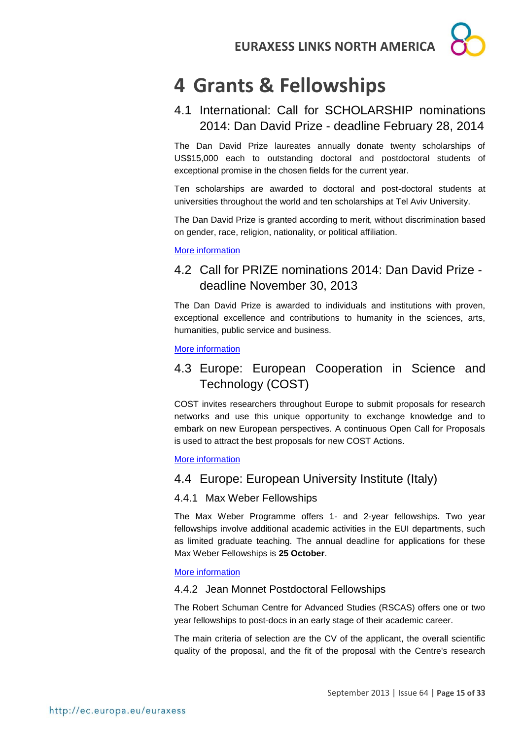# 4 Grants & Fellowships

## 4.1 International: Call for SCHOLARSHIP nominations 2014: Dan David Prize - deadline February 28, 2014

The Dan David Prize laureates annually donate twenty scholarships of US$15,000 each to outstanding doctoral and postdoctoral students of exceptional promise in the chosen fields for the current year.

Ten scholarships are awarded to doctoral and post-doctoral students at universities throughout the world and ten scholarships at Tel Aviv University.

The Dan David Prize is granted according to merit, without discrimination based on gender, race, religion, nationality, or political affiliation.

More information

## 4.2 Call for PRIZE nominations 2014: Dan David Prize - deadline November 30, 2013

The Dan David Prize is awarded to individuals and institutions with proven, exceptional excellence and contributions to humanity in the sciences, arts, humanities, public service and business.

More information

## 4.3 Europe: European Cooperation in Science and Technology (COST)

COST invites researchers throughout Europe to submit proposals for research networks and use this unique opportunity to exchange knowledge and to embark on new European perspectives. A continuous Open Call for Proposals is used to attract the best proposals for new COST Actions.

More information

## 4.4 Europe: European University Institute (Italy)

### 4.4.1 Max Weber Fellowships

The Max Weber Programme offers 1- and 2-year fellowships. Two year fellowships involve additional academic activities in the EUI departments, such as limited graduate teaching. The annual deadline for applications for these Max Weber Fellowships is **25 October**.

More information

### 4.4.2 Jean Monnet Postdoctoral Fellowships

The Robert Schuman Centre for Advanced Studies (RSCAS) offers one or two year fellowships to post-docs in an early stage of their academic career.

The main criteria of selection are the CV of the applicant, the overall scientific quality of the proposal, and the fit of the proposal with the Centre's research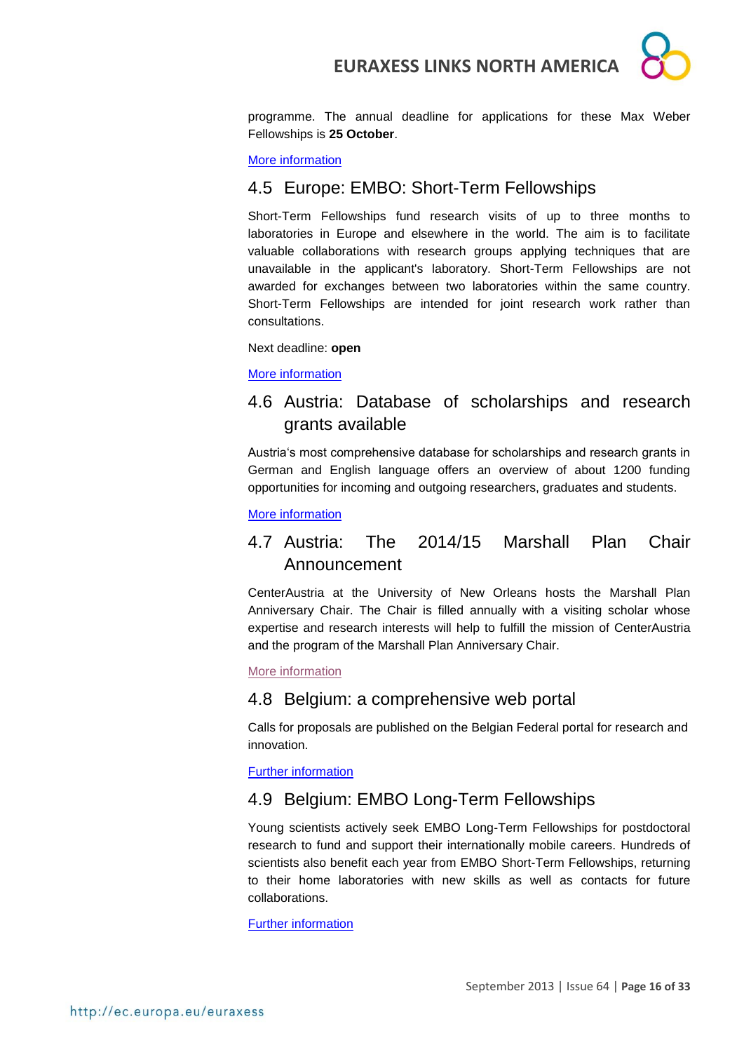programme. The annual deadline for applications for these Max Weber Fellowships is **25 October**.

More information

## 4.5 Europe: EMBO: Short-Term Fellowships

Short-Term Fellowships fund research visits of up to three months to laboratories in Europe and elsewhere in the world. The aim is to facilitate valuable collaborations with research groups applying techniques that are unavailable in the applicant's laboratory. Short-Term Fellowships are not awarded for exchanges between two laboratories within the same country. Short-Term Fellowships are intended for joint research work rather than consultations.

Next deadline: **open**

More information

## 4.6 Austria: Database of scholarships and research grants available

Austria's most comprehensive database for scholarships and research grants in German and English language offers an overview of about 1200 funding opportunities for incoming and outgoing researchers, graduates and students.

More information

## 4.7 Austria: The 2014/15 Marshall Plan Chair Announcement

CenterAustria at the University of New Orleans hosts the Marshall Plan Anniversary Chair. The Chair is filled annually with a visiting scholar whose expertise and research interests will help to fulfill the mission of CenterAustria and the program of the Marshall Plan Anniversary Chair.

More information

## 4.8 Belgium: a comprehensive web portal

Calls for proposals are published on the Belgian Federal portal for research and innovation.

Further information

## 4.9 Belgium: EMBO Long-Term Fellowships

Young scientists actively seek EMBO Long-Term Fellowships for postdoctoral research to fund and support their internationally mobile careers. Hundreds of scientists also benefit each year from EMBO Short-Term Fellowships, returning to their home laboratories with new skills as well as contacts for future collaborations.

Further information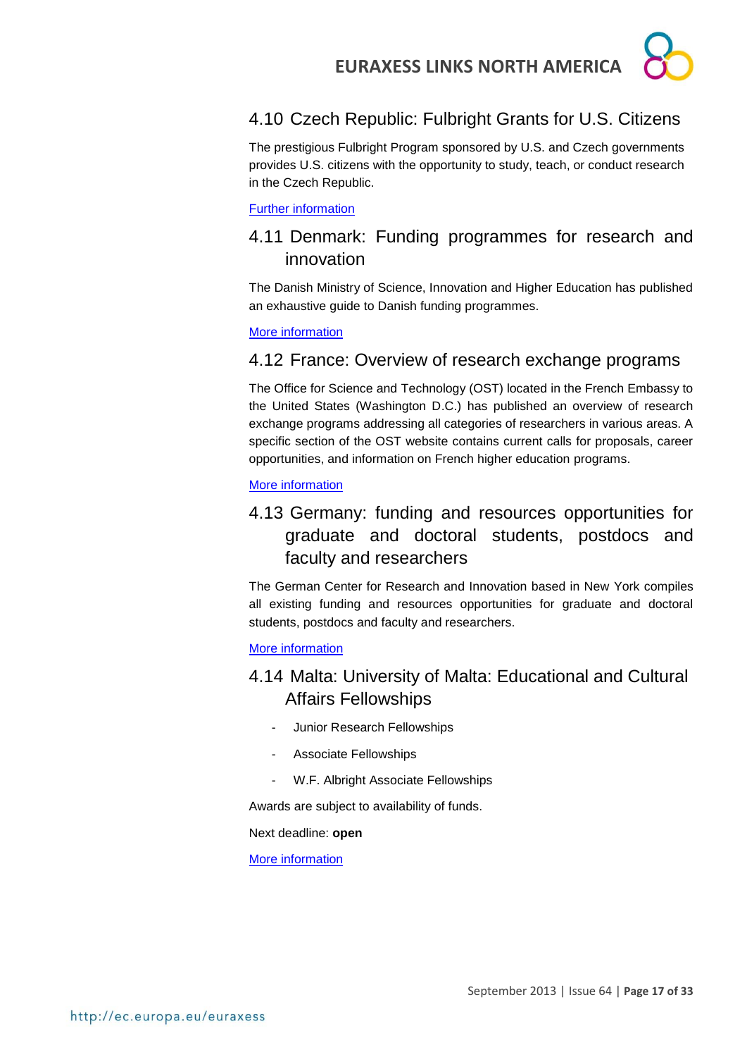## 4.10 Czech Republic: Fulbright Grants for U.S. Citizens

The prestigious Fulbright Program sponsored by U.S. and Czech governments provides U.S. citizens with the opportunity to study, teach, or conduct research in the Czech Republic.

Further information

## 4.11 Denmark: Funding programmes for research and innovation

The Danish Ministry of Science, Innovation and Higher Education has published an exhaustive guide to Danish funding programmes.

More information

## 4.12 France: Overview of research exchange programs

The Office for Science and Technology (OST) located in the French Embassy to the United States (Washington D.C.) has published an overview of research exchange programs addressing all categories of researchers in various areas. A specific section of the OST website contains current calls for proposals, career opportunities, and information on French higher education programs.

More information

## 4.13 Germany: funding and resources opportunities for graduate and doctoral students, postdocs and faculty and researchers

The German Center for Research and Innovation based in New York compiles all existing funding and resources opportunities for graduate and doctoral students, postdocs and faculty and researchers.

More information

## 4.14 Malta: University of Malta: Educational and Cultural Affairs Fellowships

- Junior Research Fellowships
- Associate Fellowships
- W.F. Albright Associate Fellowships

Awards are subject to availability of funds.

Next deadline: **open**

More information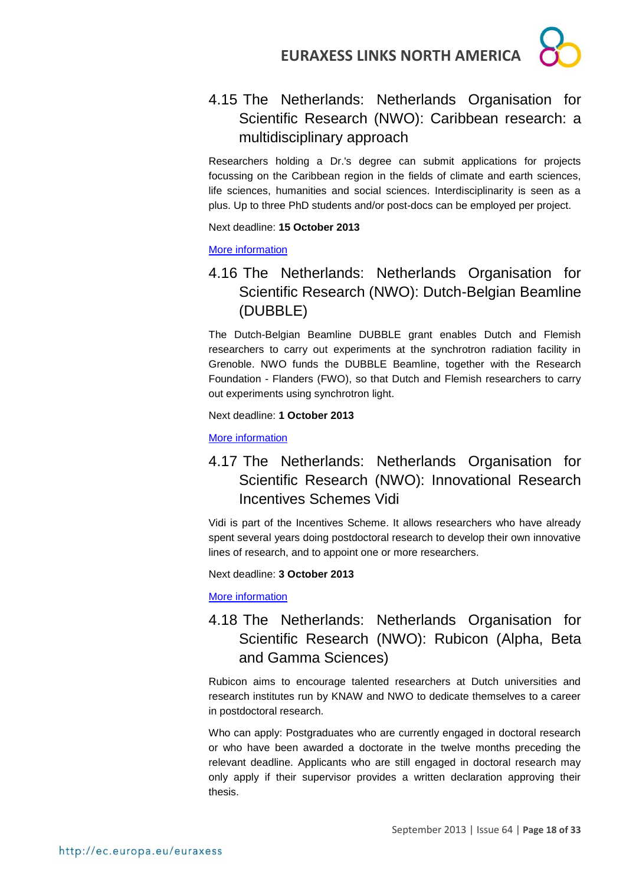## 4.15 The Netherlands: Netherlands Organisation for Scientific Research (NWO): Caribbean research: a multidisciplinary approach

Researchers holding a Dr.'s degree can submit applications for projects focussing on the Caribbean region in the fields of climate and earth sciences, life sciences, humanities and social sciences. Interdisciplinarity is seen as a plus. Up to three PhD students and/or post-docs can be employed per project.

Next deadline: **15 October 2013**

More information

## 4.16 The Netherlands: Netherlands Organisation for Scientific Research (NWO): Dutch-Belgian Beamline (DUBBLE)

The Dutch-Belgian Beamline DUBBLE grant enables Dutch and Flemish researchers to carry out experiments at the synchrotron radiation facility in Grenoble. NWO funds the DUBBLE Beamline, together with the Research Foundation - Flanders (FWO), so that Dutch and Flemish researchers to carry out experiments using synchrotron light.

Next deadline: **1 October 2013**

More information

## 4.17 The Netherlands: Netherlands Organisation for Scientific Research (NWO): Innovational Research Incentives Schemes Vidi

Vidi is part of the Incentives Scheme. It allows researchers who have already spent several years doing postdoctoral research to develop their own innovative lines of research, and to appoint one or more researchers.

Next deadline: **3 October 2013**

More information

## 4.18 The Netherlands: Netherlands Organisation for Scientific Research (NWO): Rubicon (Alpha, Beta and Gamma Sciences)

Rubicon aims to encourage talented researchers at Dutch universities and research institutes run by KNAW and NWO to dedicate themselves to a career in postdoctoral research.

Who can apply: Postgraduates who are currently engaged in doctoral research or who have been awarded a doctorate in the twelve months preceding the relevant deadline. Applicants who are still engaged in doctoral research may only apply if their supervisor provides a written declaration approving their thesis.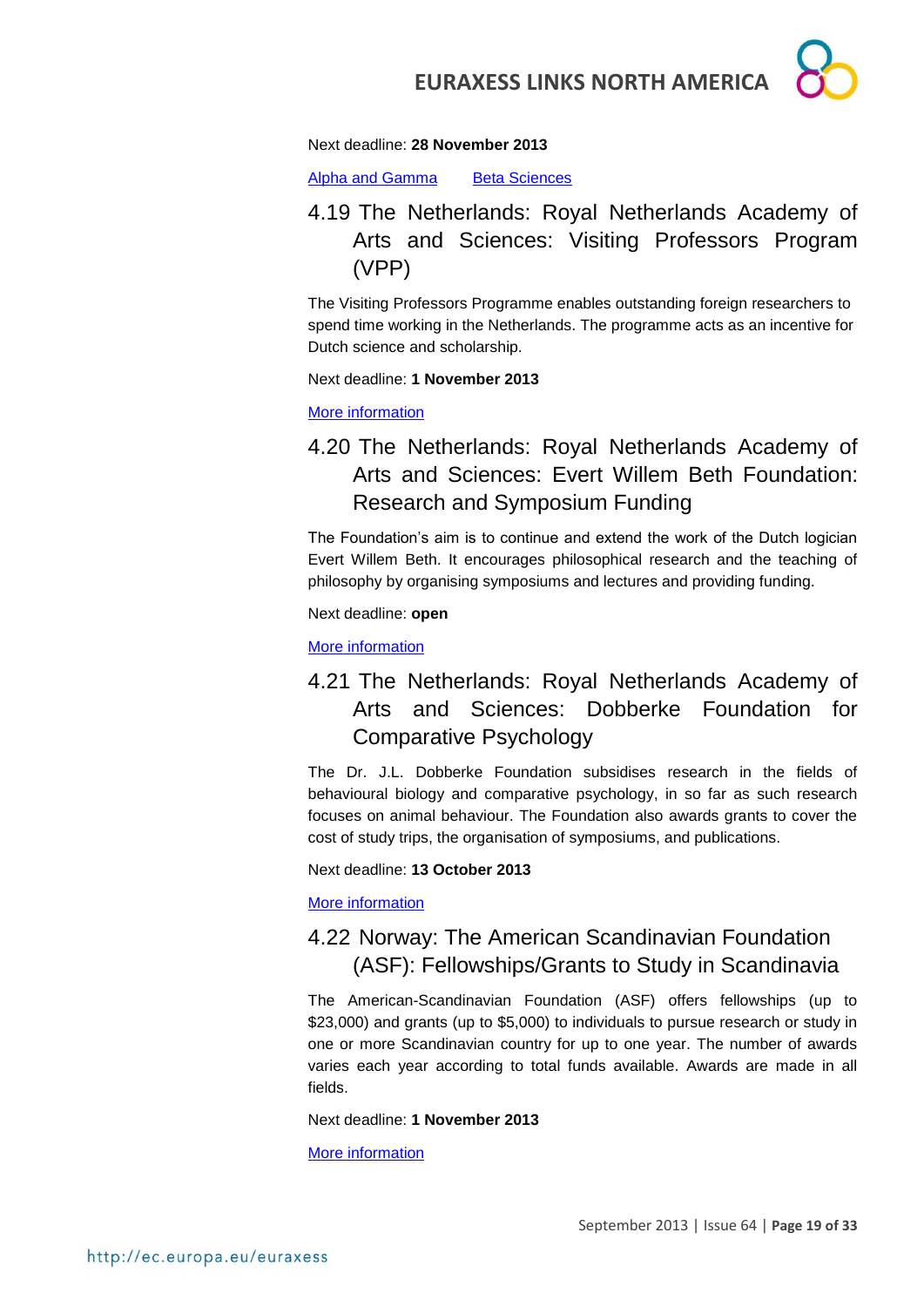Next deadline: **28 November 2013**

Alpha and Gamma     Beta Sciences

## 4.19 The Netherlands: Royal Netherlands Academy of Arts and Sciences: Visiting Professors Program (VPP)

The Visiting Professors Programme enables outstanding foreign researchers to spend time working in the Netherlands. The programme acts as an incentive for Dutch science and scholarship.

Next deadline: **1 November 2013**

More information

## 4.20 The Netherlands: Royal Netherlands Academy of Arts and Sciences: Evert Willem Beth Foundation: Research and Symposium Funding

The Foundation's aim is to continue and extend the work of the Dutch logician Evert Willem Beth. It encourages philosophical research and the teaching of philosophy by organising symposiums and lectures and providing funding.

Next deadline: **open**

More information

## 4.21 The Netherlands: Royal Netherlands Academy of Arts and Sciences: Dobberke Foundation for Comparative Psychology

The Dr. J.L. Dobberke Foundation subsidises research in the fields of behavioural biology and comparative psychology, in so far as such research focuses on animal behaviour. The Foundation also awards grants to cover the cost of study trips, the organisation of symposiums, and publications.

Next deadline: **13 October 2013**

More information

## 4.22 Norway: The American Scandinavian Foundation (ASF): Fellowships/Grants to Study in Scandinavia

The American-Scandinavian Foundation (ASF) offers fellowships (up to $23,000) and grants (up to $5,000) to individuals to pursue research or study in one or more Scandinavian country for up to one year. The number of awards varies each year according to total funds available. Awards are made in all fields.

Next deadline: **1 November 2013**

More information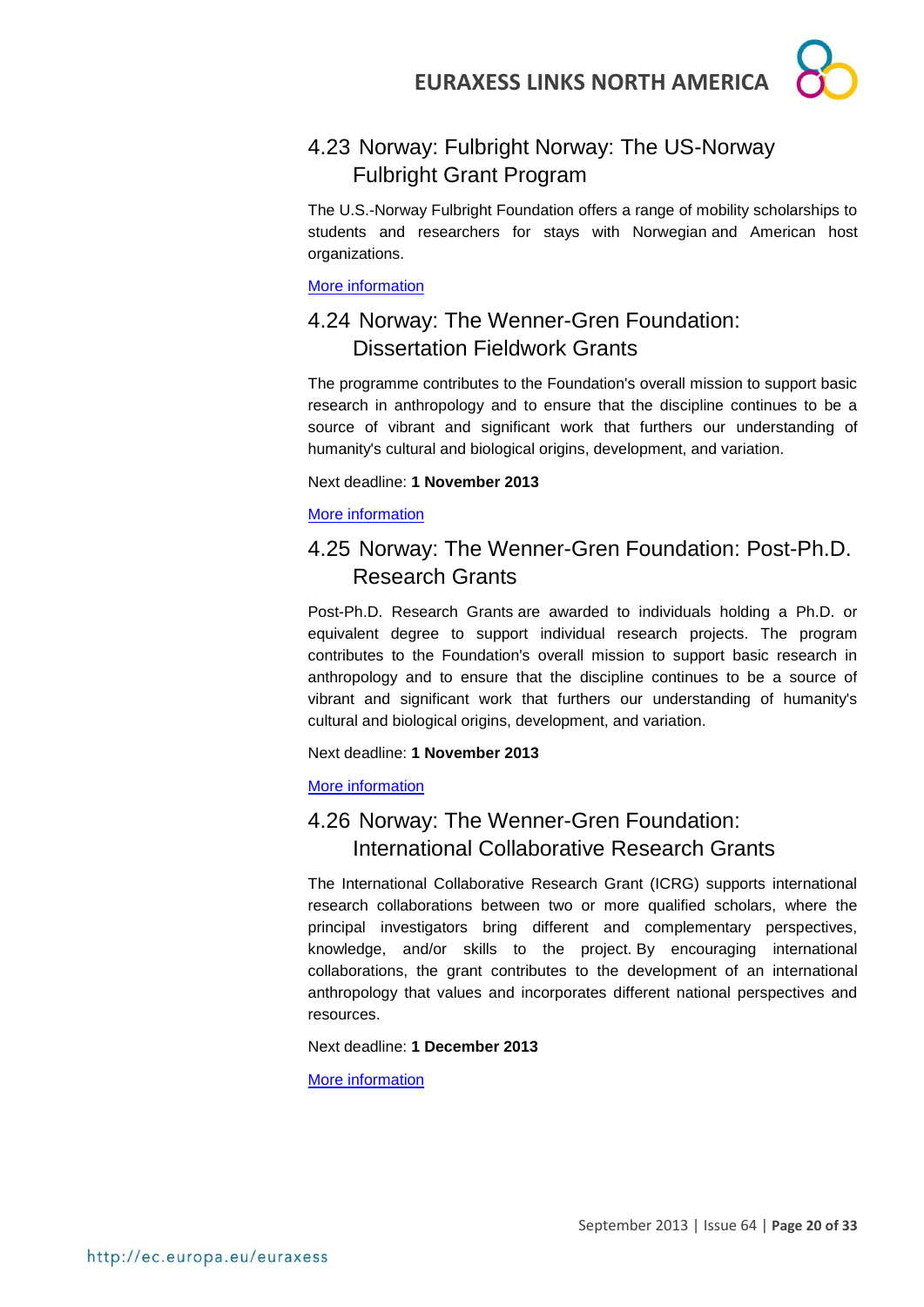### 4.23 Norway: Fulbright Norway: The US-Norway Fulbright Grant Program

The U.S.-Norway Fulbright Foundation offers a range of mobility scholarships to students and researchers for stays with Norwegian and American host organizations.

More information

### 4.24 Norway: The Wenner-Gren Foundation: Dissertation Fieldwork Grants

The programme contributes to the Foundation's overall mission to support basic research in anthropology and to ensure that the discipline continues to be a source of vibrant and significant work that furthers our understanding of humanity's cultural and biological origins, development, and variation.

Next deadline: **1 November 2013**

More information

### 4.25 Norway: The Wenner-Gren Foundation: Post-Ph.D. Research Grants

Post-Ph.D. Research Grants are awarded to individuals holding a Ph.D. or equivalent degree to support individual research projects. The program contributes to the Foundation's overall mission to support basic research in anthropology and to ensure that the discipline continues to be a source of vibrant and significant work that furthers our understanding of humanity's cultural and biological origins, development, and variation.

Next deadline: **1 November 2013**

More information

### 4.26 Norway: The Wenner-Gren Foundation: International Collaborative Research Grants

The International Collaborative Research Grant (ICRG) supports international research collaborations between two or more qualified scholars, where the principal investigators bring different and complementary perspectives, knowledge, and/or skills to the project. By encouraging international collaborations, the grant contributes to the development of an international anthropology that values and incorporates different national perspectives and resources.

Next deadline: **1 December 2013**

More information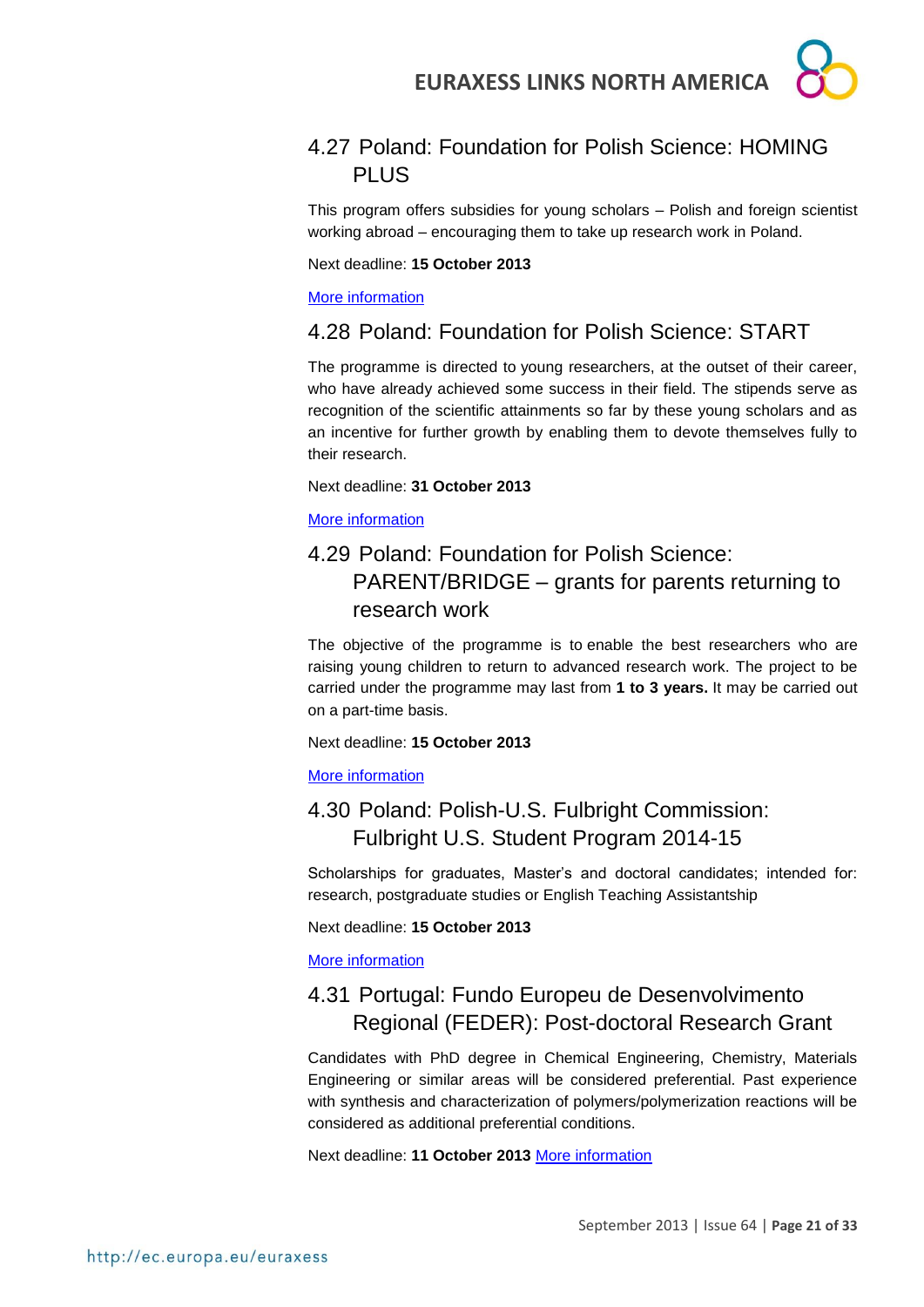## 4.27 Poland: Foundation for Polish Science: HOMING PLUS

This program offers subsidies for young scholars – Polish and foreign scientist working abroad – encouraging them to take up research work in Poland.

Next deadline: **15 October 2013**

More information

## 4.28 Poland: Foundation for Polish Science: START

The programme is directed to young researchers, at the outset of their career, who have already achieved some success in their field. The stipends serve as recognition of the scientific attainments so far by these young scholars and as an incentive for further growth by enabling them to devote themselves fully to their research.

Next deadline: **31 October 2013**

More information

## 4.29 Poland: Foundation for Polish Science: PARENT/BRIDGE – grants for parents returning to research work

The objective of the programme is to enable the best researchers who are raising young children to return to advanced research work. The project to be carried under the programme may last from **1 to 3 years.** It may be carried out on a part-time basis.

Next deadline: **15 October 2013**

More information

## 4.30 Poland: Polish-U.S. Fulbright Commission: Fulbright U.S. Student Program 2014-15

Scholarships for graduates, Master's and doctoral candidates; intended for: research, postgraduate studies or English Teaching Assistantship

Next deadline: **15 October 2013**

More information

## 4.31 Portugal: Fundo Europeu de Desenvolvimento Regional (FEDER): Post-doctoral Research Grant

Candidates with PhD degree in Chemical Engineering, Chemistry, Materials Engineering or similar areas will be considered preferential. Past experience with synthesis and characterization of polymers/polymerization reactions will be considered as additional preferential conditions.

Next deadline: **11 October 2013** More information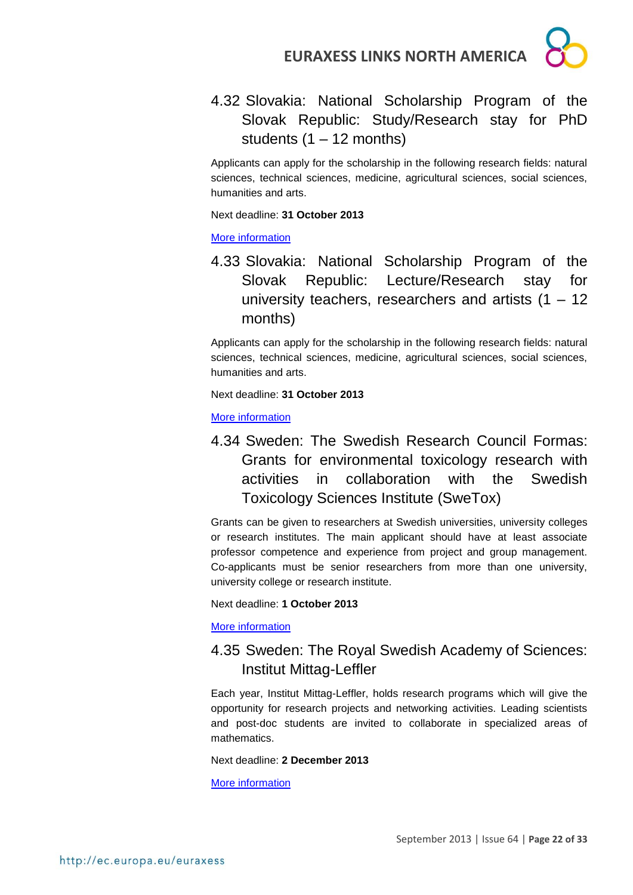## 4.32 Slovakia: National Scholarship Program of the Slovak Republic: Study/Research stay for PhD students (1 – 12 months)

Applicants can apply for the scholarship in the following research fields: natural sciences, technical sciences, medicine, agricultural sciences, social sciences, humanities and arts.

Next deadline: **31 October 2013**

More information

## 4.33 Slovakia: National Scholarship Program of the Slovak Republic: Lecture/Research stay for university teachers, researchers and artists (1 – 12 months)

Applicants can apply for the scholarship in the following research fields: natural sciences, technical sciences, medicine, agricultural sciences, social sciences, humanities and arts.

Next deadline: **31 October 2013**

More information

## 4.34 Sweden: The Swedish Research Council Formas: Grants for environmental toxicology research with activities in collaboration with the Swedish Toxicology Sciences Institute (SweTox)

Grants can be given to researchers at Swedish universities, university colleges or research institutes. The main applicant should have at least associate professor competence and experience from project and group management. Co-applicants must be senior researchers from more than one university, university college or research institute.

Next deadline: **1 October 2013**

More information

## 4.35 Sweden: The Royal Swedish Academy of Sciences: Institut Mittag-Leffler

Each year, Institut Mittag-Leffler, holds research programs which will give the opportunity for research projects and networking activities. Leading scientists and post-doc students are invited to collaborate in specialized areas of mathematics.

Next deadline: **2 December 2013**

More information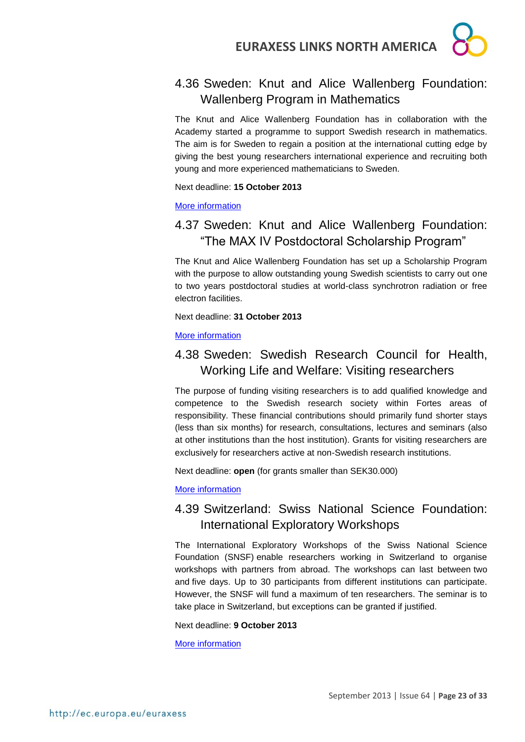## 4.36 Sweden: Knut and Alice Wallenberg Foundation: Wallenberg Program in Mathematics

The Knut and Alice Wallenberg Foundation has in collaboration with the Academy started a programme to support Swedish research in mathematics. The aim is for Sweden to regain a position at the international cutting edge by giving the best young researchers international experience and recruiting both young and more experienced mathematicians to Sweden.

Next deadline: **15 October 2013**

More information

## 4.37 Sweden: Knut and Alice Wallenberg Foundation: "The MAX IV Postdoctoral Scholarship Program"

The Knut and Alice Wallenberg Foundation has set up a Scholarship Program with the purpose to allow outstanding young Swedish scientists to carry out one to two years postdoctoral studies at world-class synchrotron radiation or free electron facilities.

Next deadline: **31 October 2013**

More information

## 4.38 Sweden: Swedish Research Council for Health, Working Life and Welfare: Visiting researchers

The purpose of funding visiting researchers is to add qualified knowledge and competence to the Swedish research society within Fortes areas of responsibility. These financial contributions should primarily fund shorter stays (less than six months) for research, consultations, lectures and seminars (also at other institutions than the host institution). Grants for visiting researchers are exclusively for researchers active at non-Swedish research institutions.

Next deadline: **open** (for grants smaller than SEK30.000)

More information

## 4.39 Switzerland: Swiss National Science Foundation: International Exploratory Workshops

The International Exploratory Workshops of the Swiss National Science Foundation (SNSF) enable researchers working in Switzerland to organise workshops with partners from abroad. The workshops can last between two and five days. Up to 30 participants from different institutions can participate. However, the SNSF will fund a maximum of ten researchers. The seminar is to take place in Switzerland, but exceptions can be granted if justified.

Next deadline: **9 October 2013**

More information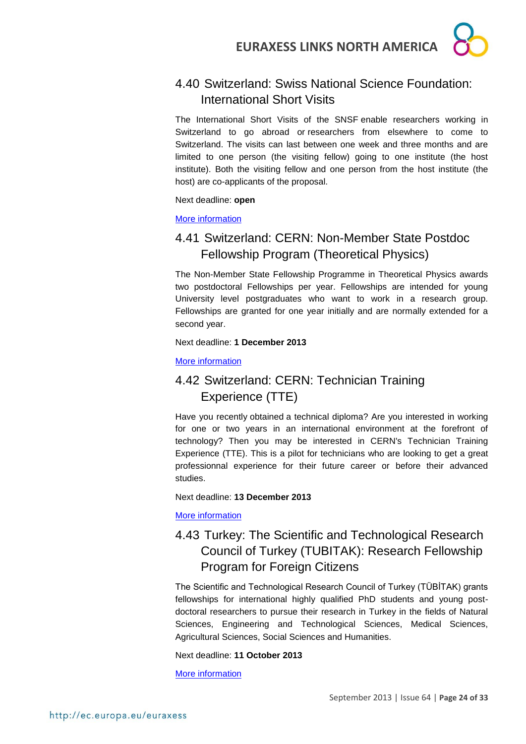## 4.40 Switzerland: Swiss National Science Foundation: International Short Visits

The International Short Visits of the SNSF enable researchers working in Switzerland to go abroad or researchers from elsewhere to come to Switzerland. The visits can last between one week and three months and are limited to one person (the visiting fellow) going to one institute (the host institute). Both the visiting fellow and one person from the host institute (the host) are co-applicants of the proposal.

Next deadline: **open**

More information

## 4.41 Switzerland: CERN: Non-Member State Postdoc Fellowship Program (Theoretical Physics)

The Non-Member State Fellowship Programme in Theoretical Physics awards two postdoctoral Fellowships per year. Fellowships are intended for young University level postgraduates who want to work in a research group. Fellowships are granted for one year initially and are normally extended for a second year.

Next deadline: **1 December 2013**

More information

## 4.42 Switzerland: CERN: Technician Training Experience (TTE)

Have you recently obtained a technical diploma? Are you interested in working for one or two years in an international environment at the forefront of technology? Then you may be interested in CERN's Technician Training Experience (TTE). This is a pilot for technicians who are looking to get a great professionnal experience for their future career or before their advanced studies.

Next deadline: **13 December 2013**

More information

## 4.43 Turkey: The Scientific and Technological Research Council of Turkey (TUBITAK): Research Fellowship Program for Foreign Citizens

The Scientific and Technological Research Council of Turkey (TÜBİTAK) grants fellowships for international highly qualified PhD students and young post-doctoral researchers to pursue their research in Turkey in the fields of Natural Sciences, Engineering and Technological Sciences, Medical Sciences, Agricultural Sciences, Social Sciences and Humanities.

Next deadline: **11 October 2013**

More information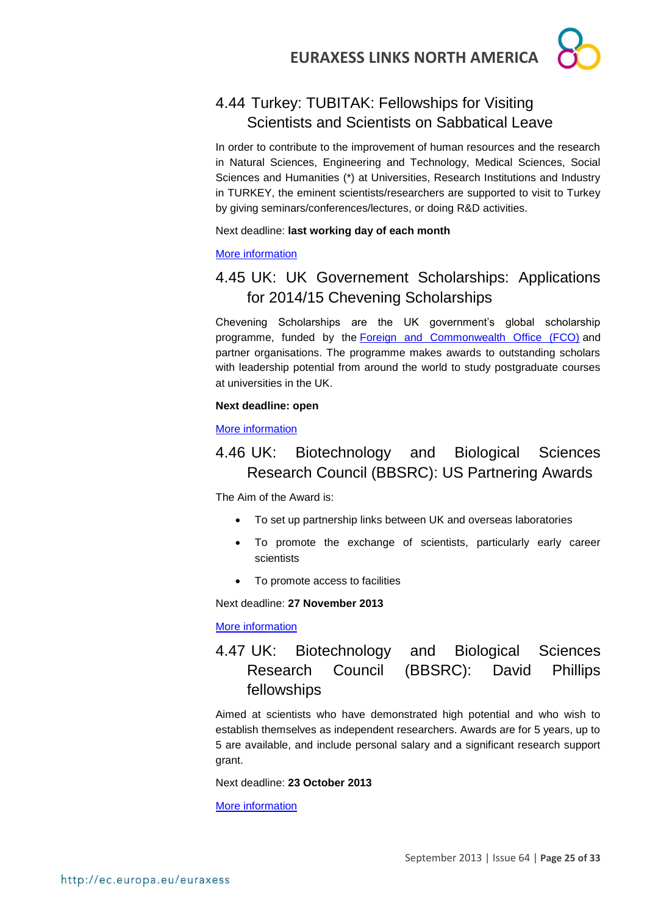## 4.44 Turkey: TUBITAK: Fellowships for Visiting Scientists and Scientists on Sabbatical Leave

In order to contribute to the improvement of human resources and the research in Natural Sciences, Engineering and Technology, Medical Sciences, Social Sciences and Humanities (*) at Universities, Research Institutions and Industry in TURKEY, the eminent scientists/researchers are supported to visit to Turkey by giving seminars/conferences/lectures, or doing R&D activities.

Next deadline: **last working day of each month**

More information

## 4.45 UK: UK Governement Scholarships: Applications for 2014/15 Chevening Scholarships

Chevening Scholarships are the UK government's global scholarship programme, funded by the Foreign and Commonwealth Office (FCO) and partner organisations. The programme makes awards to outstanding scholars with leadership potential from around the world to study postgraduate courses at universities in the UK.

**Next deadline: open**

More information

## 4.46 UK: Biotechnology and Biological Sciences Research Council (BBSRC): US Partnering Awards

The Aim of the Award is:

- To set up partnership links between UK and overseas laboratories
- To promote the exchange of scientists, particularly early career scientists
- To promote access to facilities

Next deadline: **27 November 2013**

More information

## 4.47 UK: Biotechnology and Biological Sciences Research Council (BBSRC): David Phillips fellowships

Aimed at scientists who have demonstrated high potential and who wish to establish themselves as independent researchers. Awards are for 5 years, up to 5 are available, and include personal salary and a significant research support grant.

Next deadline: **23 October 2013**

More information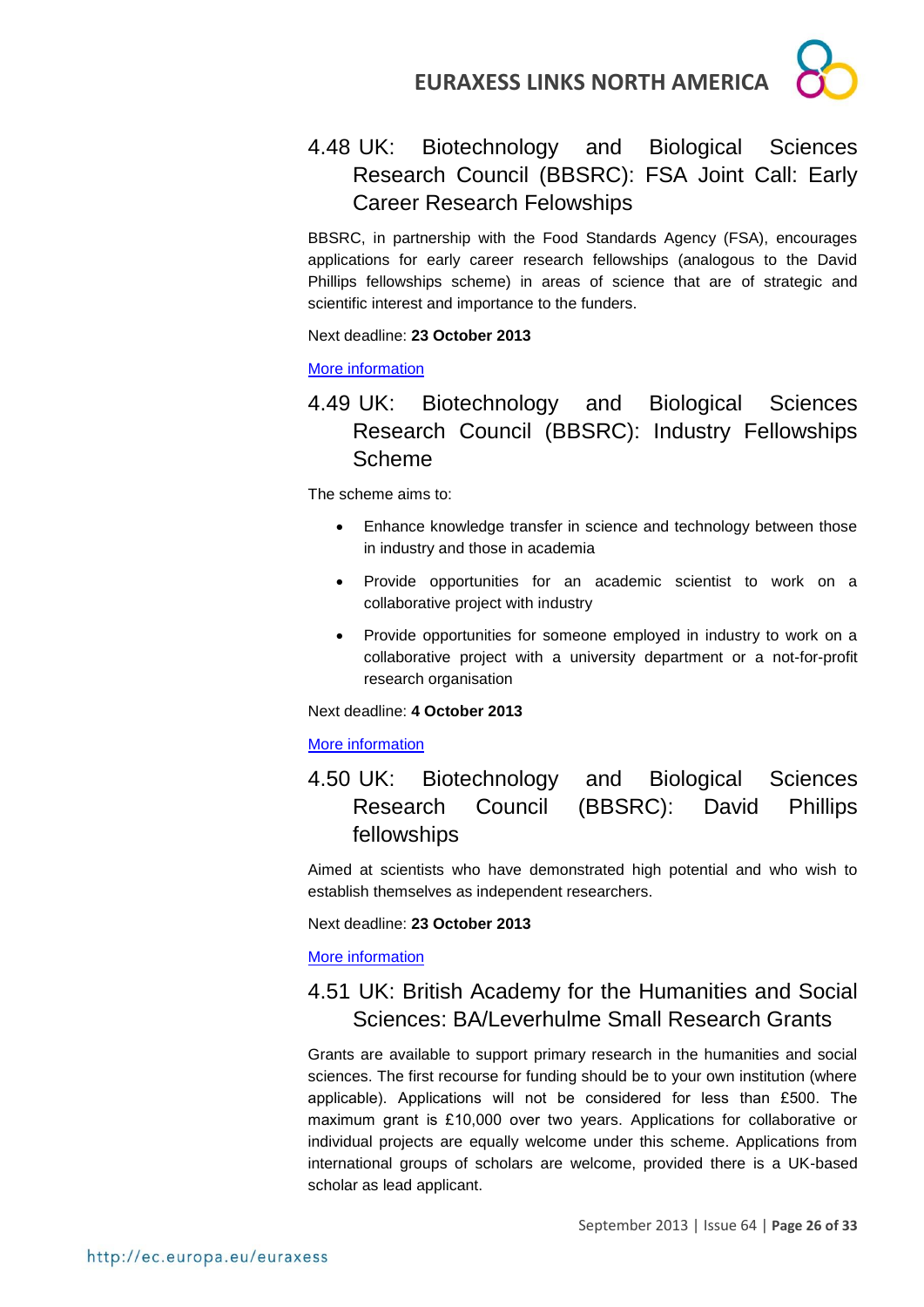## 4.48 UK: Biotechnology and Biological Sciences Research Council (BBSRC): FSA Joint Call: Early Career Research Felowships

BBSRC, in partnership with the Food Standards Agency (FSA), encourages applications for early career research fellowships (analogous to the David Phillips fellowships scheme) in areas of science that are of strategic and scientific interest and importance to the funders.

Next deadline: **23 October 2013**

More information

## 4.49 UK: Biotechnology and Biological Sciences Research Council (BBSRC): Industry Fellowships Scheme

The scheme aims to:

- Enhance knowledge transfer in science and technology between those in industry and those in academia
- Provide opportunities for an academic scientist to work on a collaborative project with industry
- Provide opportunities for someone employed in industry to work on a collaborative project with a university department or a not-for-profit research organisation

Next deadline: **4 October 2013**

More information

## 4.50 UK: Biotechnology and Biological Sciences Research Council (BBSRC): David Phillips fellowships

Aimed at scientists who have demonstrated high potential and who wish to establish themselves as independent researchers.

Next deadline: **23 October 2013**

More information

## 4.51 UK: British Academy for the Humanities and Social Sciences: BA/Leverhulme Small Research Grants

Grants are available to support primary research in the humanities and social sciences. The first recourse for funding should be to your own institution (where applicable). Applications will not be considered for less than £500. The maximum grant is £10,000 over two years. Applications for collaborative or individual projects are equally welcome under this scheme. Applications from international groups of scholars are welcome, provided there is a UK-based scholar as lead applicant.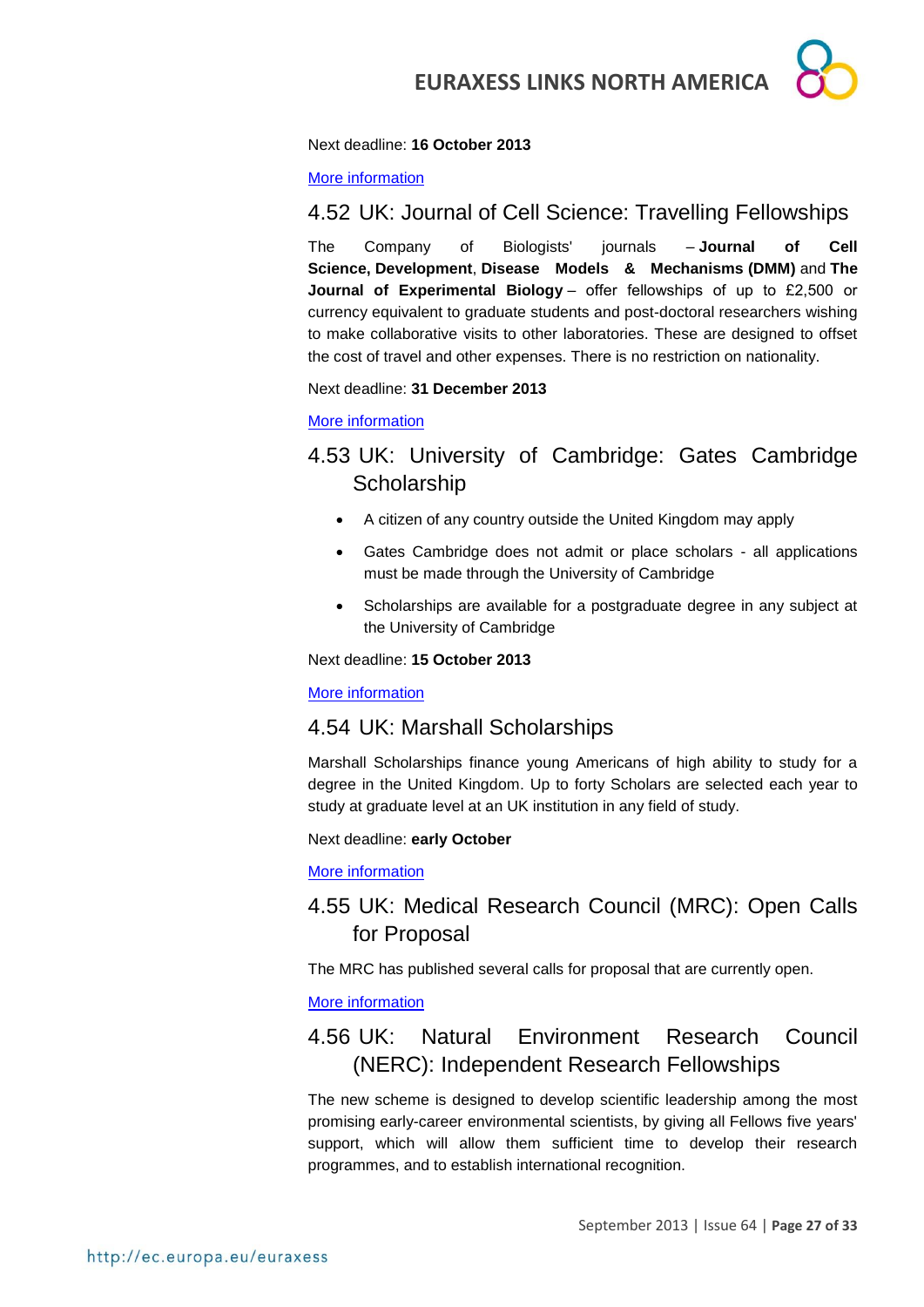Next deadline: **16 October 2013**

[More information]

## 4.52 UK: Journal of Cell Science: Travelling Fellowships

The Company of Biologists' journals – **Journal of Cell Science, Development**, **Disease Models & Mechanisms (DMM)** and **The Journal of Experimental Biology** – offer fellowships of up to £2,500 or currency equivalent to graduate students and post-doctoral researchers wishing to make collaborative visits to other laboratories. These are designed to offset the cost of travel and other expenses. There is no restriction on nationality.

Next deadline: **31 December 2013**

[More information]

## 4.53 UK: University of Cambridge: Gates Cambridge Scholarship

- A citizen of any country outside the United Kingdom may apply
- Gates Cambridge does not admit or place scholars - all applications must be made through the University of Cambridge
- Scholarships are available for a postgraduate degree in any subject at the University of Cambridge

Next deadline: **15 October 2013**

[More information]

## 4.54 UK: Marshall Scholarships

Marshall Scholarships finance young Americans of high ability to study for a degree in the United Kingdom. Up to forty Scholars are selected each year to study at graduate level at an UK institution in any field of study.

Next deadline: **early October**

[More information]

## 4.55 UK: Medical Research Council (MRC): Open Calls for Proposal

The MRC has published several calls for proposal that are currently open.

[More information]

## 4.56 UK: Natural Environment Research Council (NERC): Independent Research Fellowships

The new scheme is designed to develop scientific leadership among the most promising early-career environmental scientists, by giving all Fellows five years' support, which will allow them sufficient time to develop their research programmes, and to establish international recognition.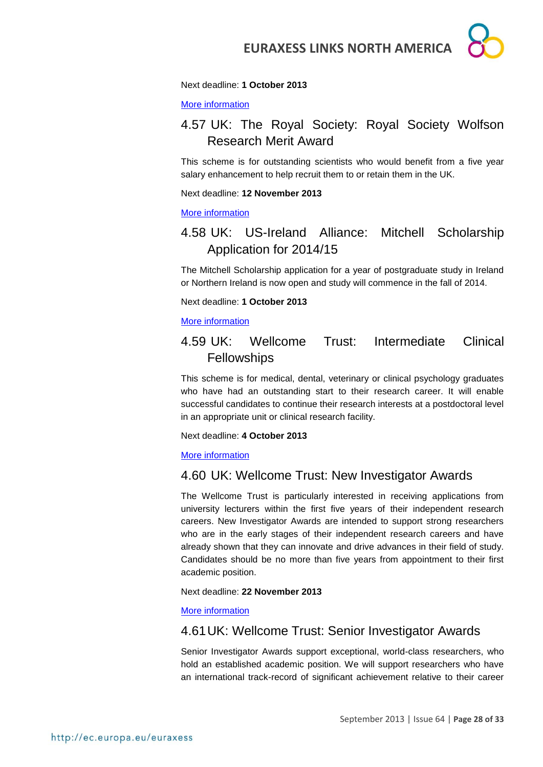Next deadline: **1 October 2013**

More information

## 4.57 UK: The Royal Society: Royal Society Wolfson Research Merit Award

This scheme is for outstanding scientists who would benefit from a five year salary enhancement to help recruit them to or retain them in the UK.

Next deadline: **12 November 2013**

More information

## 4.58 UK: US-Ireland Alliance: Mitchell Scholarship Application for 2014/15

The Mitchell Scholarship application for a year of postgraduate study in Ireland or Northern Ireland is now open and study will commence in the fall of 2014.

Next deadline: **1 October 2013**

More information

## 4.59 UK: Wellcome Trust: Intermediate Clinical Fellowships

This scheme is for medical, dental, veterinary or clinical psychology graduates who have had an outstanding start to their research career. It will enable successful candidates to continue their research interests at a postdoctoral level in an appropriate unit or clinical research facility.

Next deadline: **4 October 2013**

More information

## 4.60 UK: Wellcome Trust: New Investigator Awards

The Wellcome Trust is particularly interested in receiving applications from university lecturers within the first five years of their independent research careers. New Investigator Awards are intended to support strong researchers who are in the early stages of their independent research careers and have already shown that they can innovate and drive advances in their field of study. Candidates should be no more than five years from appointment to their first academic position.

Next deadline: **22 November 2013**

More information

## 4.61 UK: Wellcome Trust: Senior Investigator Awards

Senior Investigator Awards support exceptional, world-class researchers, who hold an established academic position. We will support researchers who have an international track-record of significant achievement relative to their career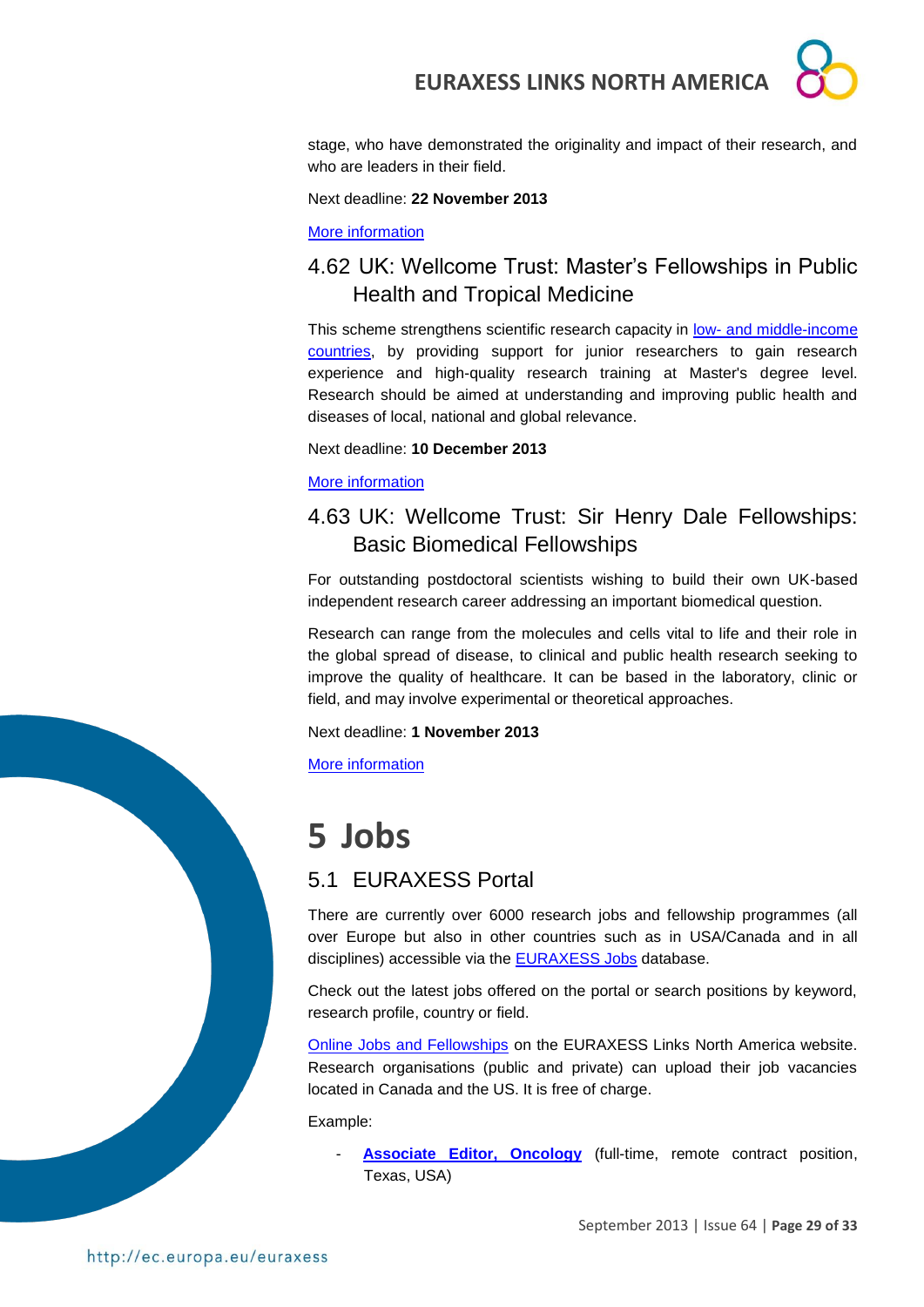stage, who have demonstrated the originality and impact of their research, and who are leaders in their field.

Next deadline: **22 November 2013**

More information

### 4.62 UK: Wellcome Trust: Master's Fellowships in Public Health and Tropical Medicine

This scheme strengthens scientific research capacity in low- and middle-income countries, by providing support for junior researchers to gain research experience and high-quality research training at Master's degree level. Research should be aimed at understanding and improving public health and diseases of local, national and global relevance.

Next deadline: **10 December 2013**

More information

### 4.63 UK: Wellcome Trust: Sir Henry Dale Fellowships: Basic Biomedical Fellowships

For outstanding postdoctoral scientists wishing to build their own UK-based independent research career addressing an important biomedical question.

Research can range from the molecules and cells vital to life and their role in the global spread of disease, to clinical and public health research seeking to improve the quality of healthcare. It can be based in the laboratory, clinic or field, and may involve experimental or theoretical approaches.

Next deadline: **1 November 2013**

More information

# 5 Jobs

## 5.1 EURAXESS Portal

There are currently over 6000 research jobs and fellowship programmes (all over Europe but also in other countries such as in USA/Canada and in all disciplines) accessible via the EURAXESS Jobs database.

Check out the latest jobs offered on the portal or search positions by keyword, research profile, country or field.

Online Jobs and Fellowships on the EURAXESS Links North America website. Research organisations (public and private) can upload their job vacancies located in Canada and the US. It is free of charge.

Example:

- **Associate Editor, Oncology** (full-time, remote contract position, Texas, USA)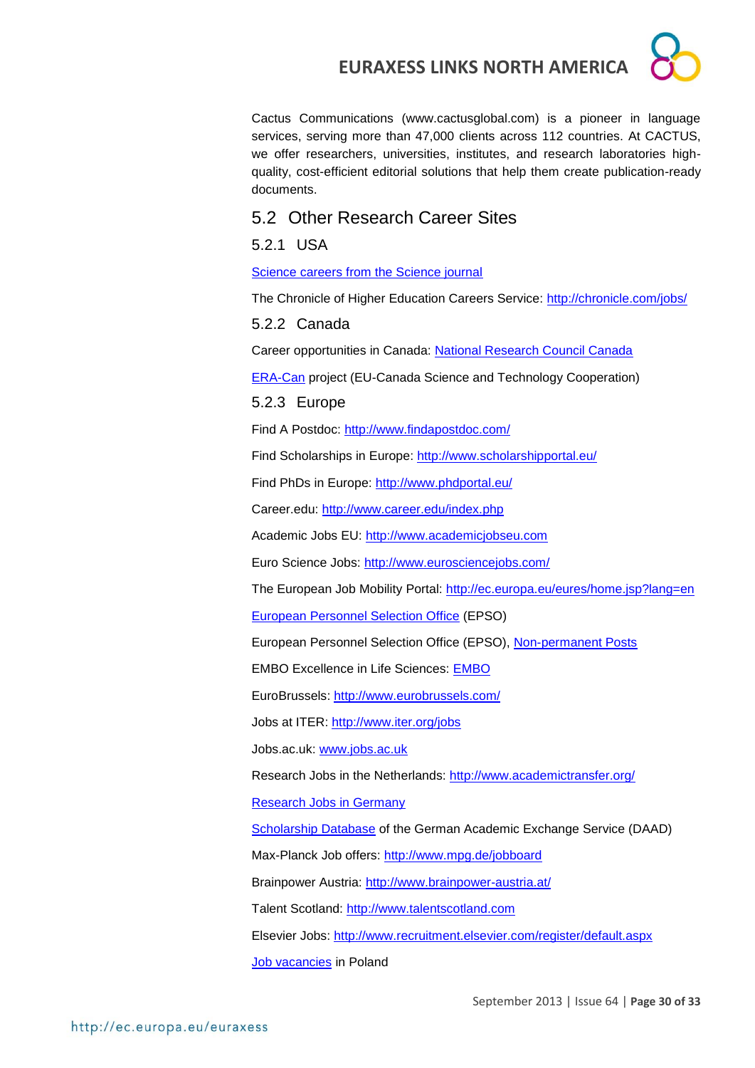Cactus Communications (www.cactusglobal.com) is a pioneer in language services, serving more than 47,000 clients across 112 countries. At CACTUS, we offer researchers, universities, institutes, and research laboratories high-quality, cost-efficient editorial solutions that help them create publication-ready documents.

## 5.2 Other Research Career Sites

### 5.2.1 USA

Science careers from the Science journal

The Chronicle of Higher Education Careers Service: http://chronicle.com/jobs/

### 5.2.2 Canada

Career opportunities in Canada: National Research Council Canada

ERA-Can project (EU-Canada Science and Technology Cooperation)

### 5.2.3 Europe

Find A Postdoc: http://www.findapostdoc.com/

Find Scholarships in Europe: http://www.scholarshipportal.eu/

Find PhDs in Europe: http://www.phdportal.eu/

Career.edu: http://www.career.edu/index.php

Academic Jobs EU: http://www.academicjobseu.com

Euro Science Jobs: http://www.eurosciencejobs.com/

The European Job Mobility Portal: http://ec.europa.eu/eures/home.jsp?lang=en

European Personnel Selection Office (EPSO)

European Personnel Selection Office (EPSO), Non-permanent Posts

EMBO Excellence in Life Sciences: EMBO

EuroBrussels: http://www.eurobrussels.com/

Jobs at ITER: http://www.iter.org/jobs

Jobs.ac.uk: www.jobs.ac.uk

Research Jobs in the Netherlands: http://www.academictransfer.org/

Research Jobs in Germany

Scholarship Database of the German Academic Exchange Service (DAAD)

Max-Planck Job offers: http://www.mpg.de/jobboard

Brainpower Austria: http://www.brainpower-austria.at/

Talent Scotland: http://www.talentscotland.com

Elsevier Jobs: http://www.recruitment.elsevier.com/register/default.aspx

Job vacancies in Poland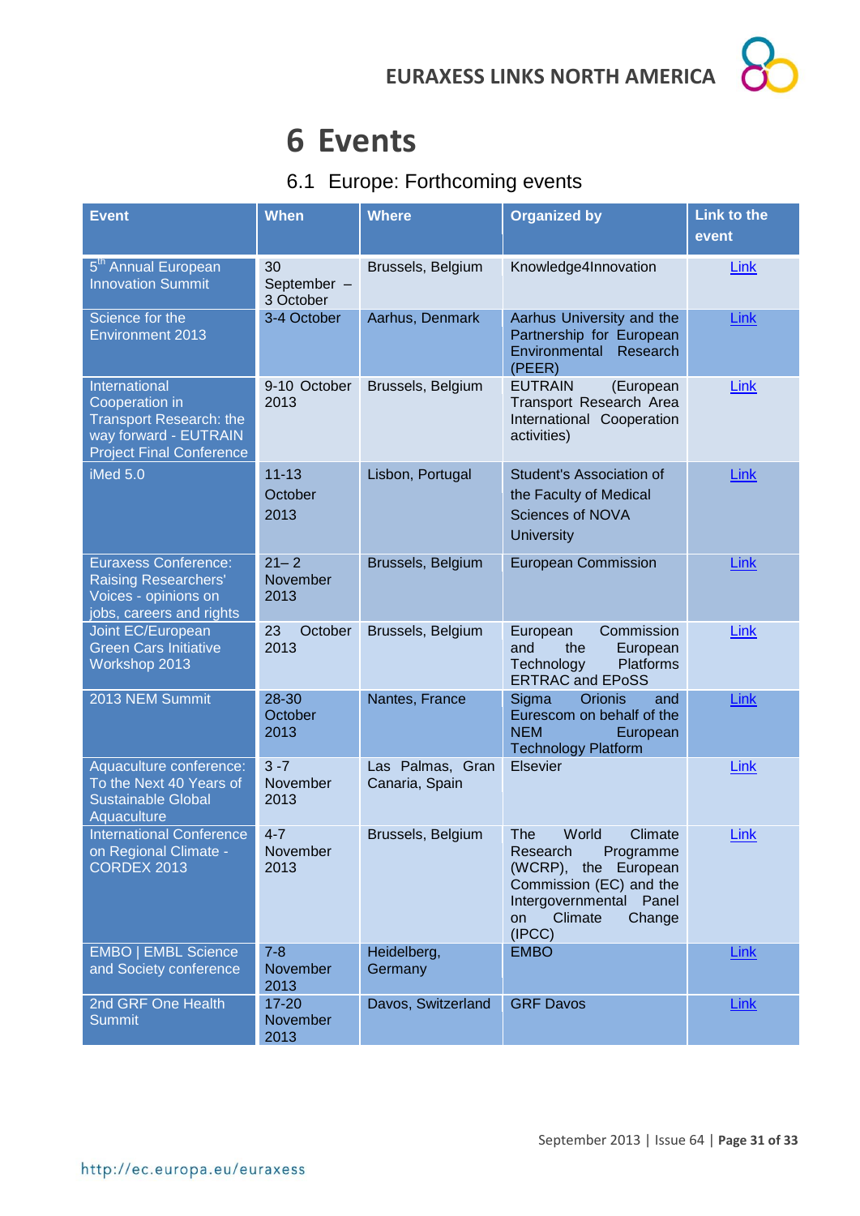# 6 Events

## 6.1 Europe: Forthcoming events

| Event | When | Where | Organized by | Link to the event |
|---|---|---|---|---|
| 5th Annual European Innovation Summit | 30 September – 3 October | Brussels, Belgium | Knowledge4Innovation | Link |
| Science for the Environment 2013 | 3-4 October | Aarhus, Denmark | Aarhus University and the Partnership for European Environmental Research (PEER) | Link |
| International Cooperation in Transport Research: the way forward - EUTRAIN Project Final Conference | 9-10 October 2013 | Brussels, Belgium | EUTRAIN (European Transport Research Area International Cooperation activities) | Link |
| iMed 5.0 | 11-13 October 2013 | Lisbon, Portugal | Student's Association of the Faculty of Medical Sciences of NOVA University | Link |
| Euraxess Conference: Raising Researchers' Voices - opinions on jobs, careers and rights | 21– 2 November 2013 | Brussels, Belgium | European Commission | Link |
| Joint EC/European Green Cars Initiative Workshop 2013 | 23 October 2013 | Brussels, Belgium | European Commission and the European Technology Platforms ERTRAC and EPoSS | Link |
| 2013 NEM Summit | 28-30 October 2013 | Nantes, France | Sigma Orionis and Eurescom on behalf of the NEM European Technology Platform | Link |
| Aquaculture conference: To the Next 40 Years of Sustainable Global Aquaculture | 3 -7 November 2013 | Las Palmas, Gran Canaria, Spain | Elsevier | Link |
| International Conference on Regional Climate - CORDEX 2013 | 4-7 November 2013 | Brussels, Belgium | The World Climate Research Programme (WCRP), the European Commission (EC) and the Intergovernmental Panel on Climate Change (IPCC) | Link |
| EMBO \| EMBL Science and Society conference | 7-8 November 2013 | Heidelberg, Germany | EMBO | Link |
| 2nd GRF One Health Summit | 17-20 November 2013 | Davos, Switzerland | GRF Davos | Link |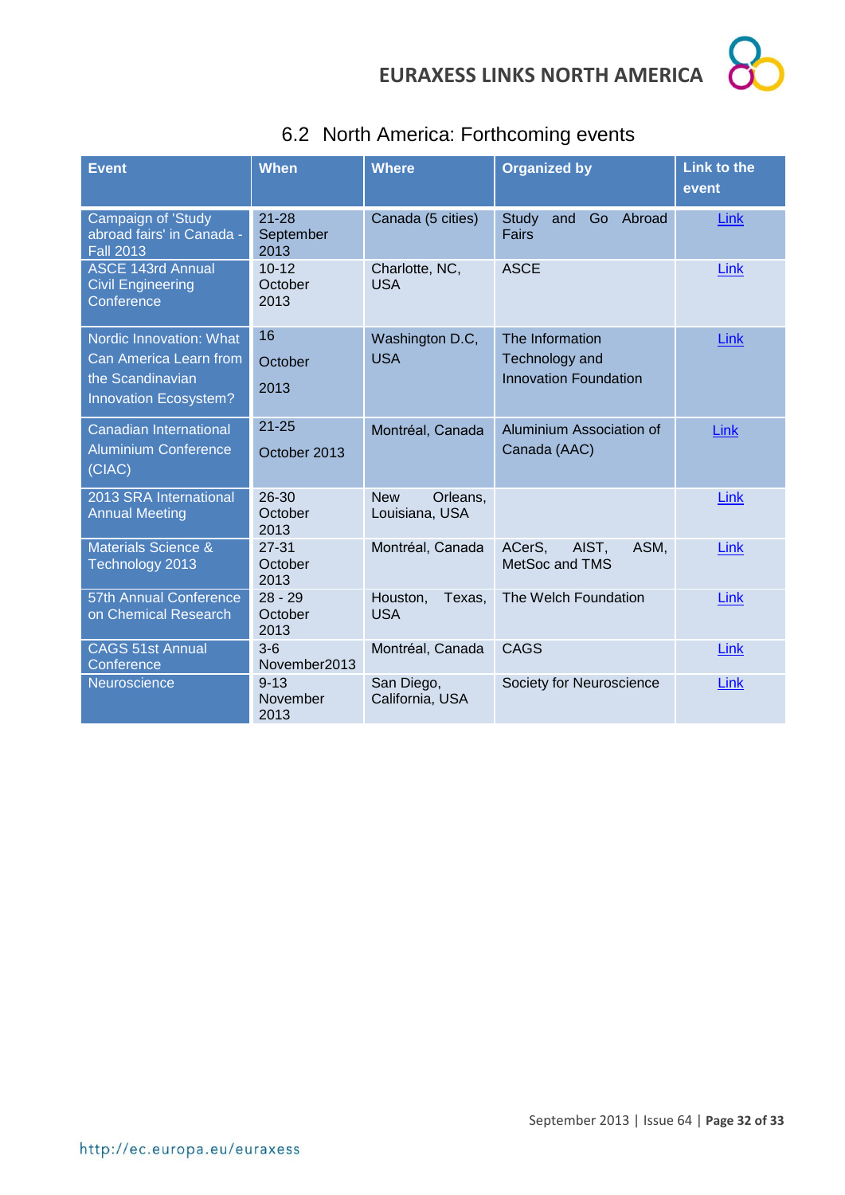## 6.2 North America: Forthcoming events

| Event | When | Where | Organized by | Link to the event |
|---|---|---|---|---|
| Campaign of 'Study abroad fairs' in Canada - Fall 2013 | 21-28 September 2013 | Canada (5 cities) | Study and Go Abroad Fairs | Link |
| ASCE 143rd Annual Civil Engineering Conference | 10-12 October 2013 | Charlotte, NC, USA | ASCE | Link |
| Nordic Innovation: What Can America Learn from the Scandinavian Innovation Ecosystem? | 16 October 2013 | Washington D.C, USA | The Information Technology and Innovation Foundation | Link |
| Canadian International Aluminium Conference (CIAC) | 21-25 October 2013 | Montréal, Canada | Aluminium Association of Canada (AAC) | Link |
| 2013 SRA International Annual Meeting | 26-30 October 2013 | New Orleans, Louisiana, USA | | Link |
| Materials Science & Technology 2013 | 27-31 October 2013 | Montréal, Canada | ACerS, AIST, ASM, MetSoc and TMS | Link |
| 57th Annual Conference on Chemical Research | 28 - 29 October 2013 | Houston, Texas, USA | The Welch Foundation | Link |
| CAGS 51st Annual Conference | 3-6 November2013 | Montréal, Canada | CAGS | Link |
| Neuroscience | 9-13 November 2013 | San Diego, California, USA | Society for Neuroscience | Link |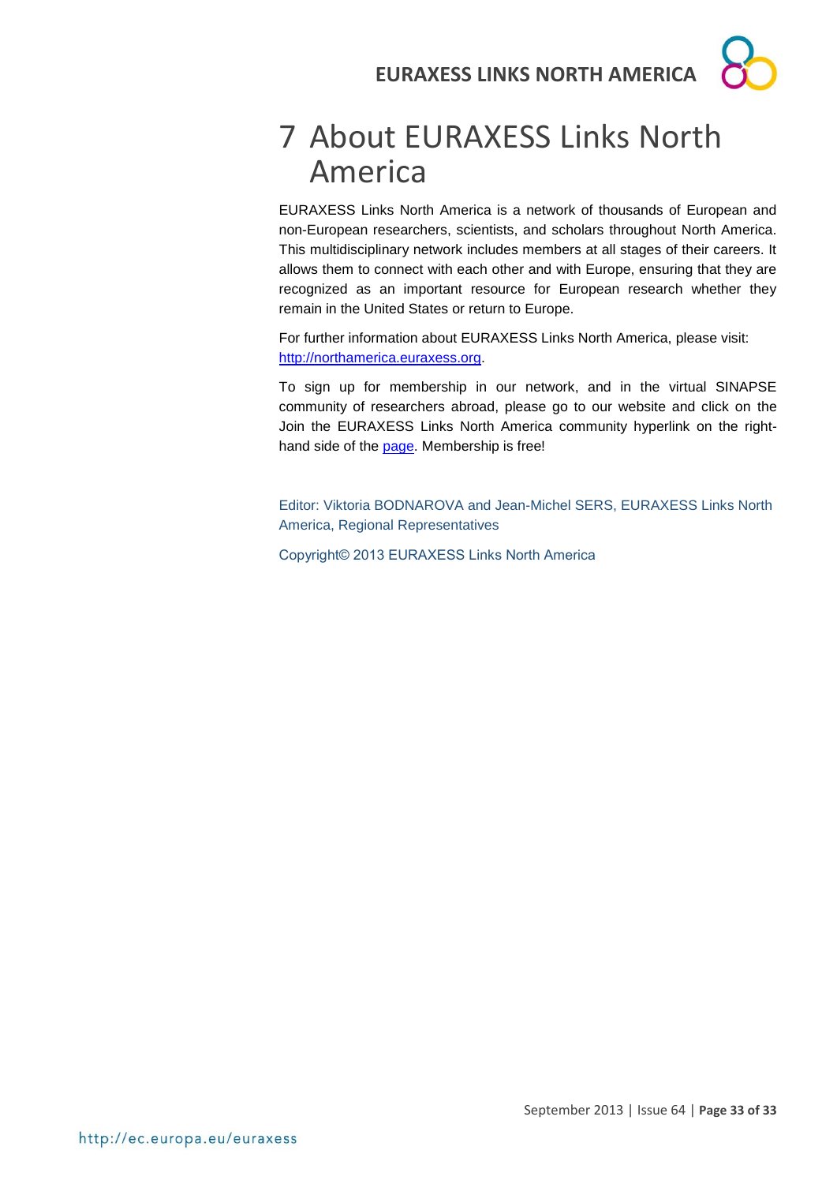# 7 About EURAXESS Links North America

EURAXESS Links North America is a network of thousands of European and non-European researchers, scientists, and scholars throughout North America. This multidisciplinary network includes members at all stages of their careers. It allows them to connect with each other and with Europe, ensuring that they are recognized as an important resource for European research whether they remain in the United States or return to Europe.

For further information about EURAXESS Links North America, please visit: http://northamerica.euraxess.org.

To sign up for membership in our network, and in the virtual SINAPSE community of researchers abroad, please go to our website and click on the Join the EURAXESS Links North America community hyperlink on the right-hand side of the page. Membership is free!

Editor: Viktoria BODNAROVA and Jean-Michel SERS, EURAXESS Links North America, Regional Representatives

Copyright© 2013 EURAXESS Links North America